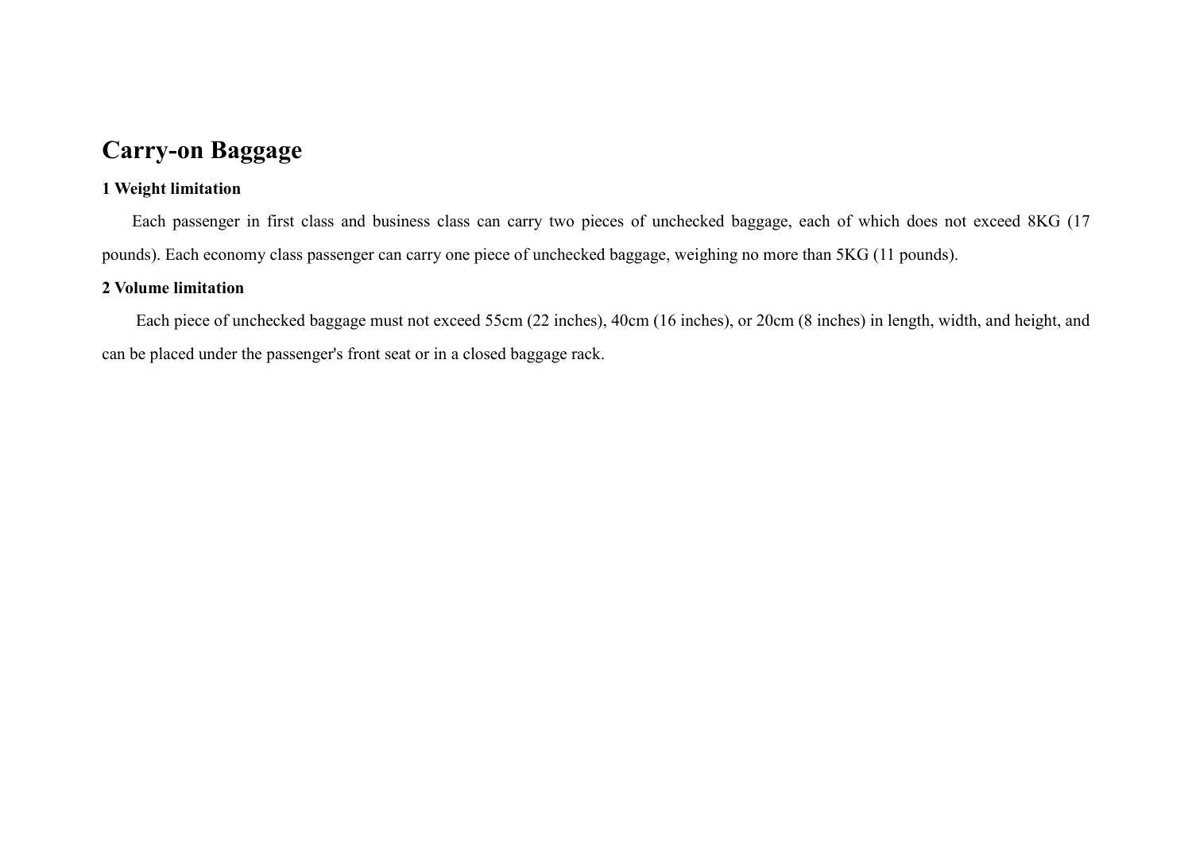# Carry-on Baggage

**1 Weight limitation**

Each passenger in first class and business class can carry two pieces of unchecked baggage, each of which does not exceed 8KG (17 pounds). Each economy class passenger can carry one piece of unchecked baggage, weighing no more than 5KG (11 pounds).

**2 Volume limitation**

Each piece of unchecked baggage must not exceed 55cm (22 inches), 40cm (16 inches), or 20cm (8 inches) in length, width, and height, and can be placed under the passenger's front seat or in a closed baggage rack.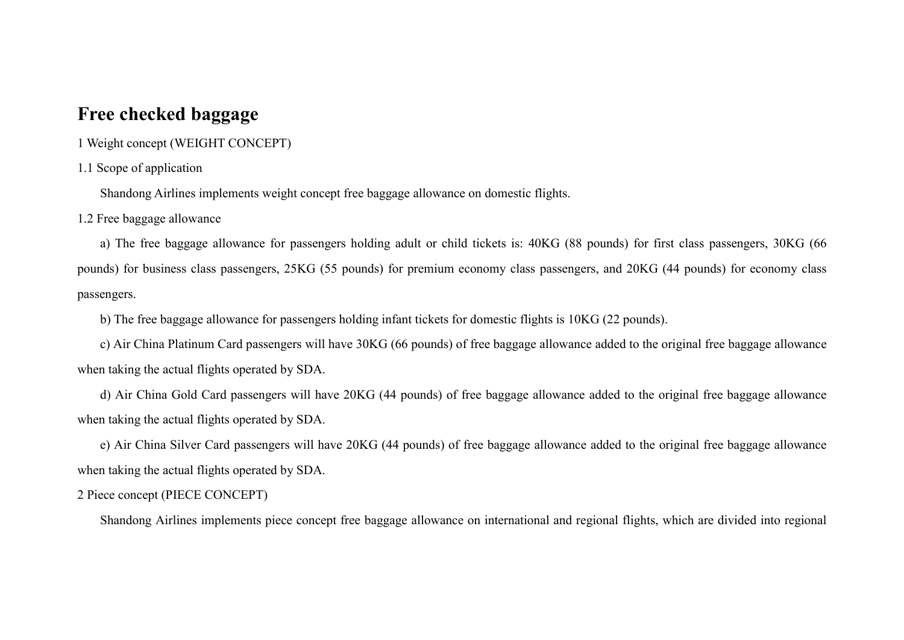# Free checked baggage

1 Weight concept (WEIGHT CONCEPT)

1.1 Scope of application

Shandong Airlines implements weight concept free baggage allowance on domestic flights.

1.2 Free baggage allowance

a) The free baggage allowance for passengers holding adult or child tickets is: 40KG (88 pounds) for first class passengers, 30KG (66 pounds) for business class passengers, 25KG (55 pounds) for premium economy class passengers, and 20KG (44 pounds) for economy class passengers.

b) The free baggage allowance for passengers holding infant tickets for domestic flights is 10KG (22 pounds).

c) Air China Platinum Card passengers will have 30KG (66 pounds) of free baggage allowance added to the original free baggage allowance when taking the actual flights operated by SDA.

d) Air China Gold Card passengers will have 20KG (44 pounds) of free baggage allowance added to the original free baggage allowance when taking the actual flights operated by SDA.

e) Air China Silver Card passengers will have 20KG (44 pounds) of free baggage allowance added to the original free baggage allowance when taking the actual flights operated by SDA.

2 Piece concept (PIECE CONCEPT)

Shandong Airlines implements piece concept free baggage allowance on international and regional flights, which are divided into regional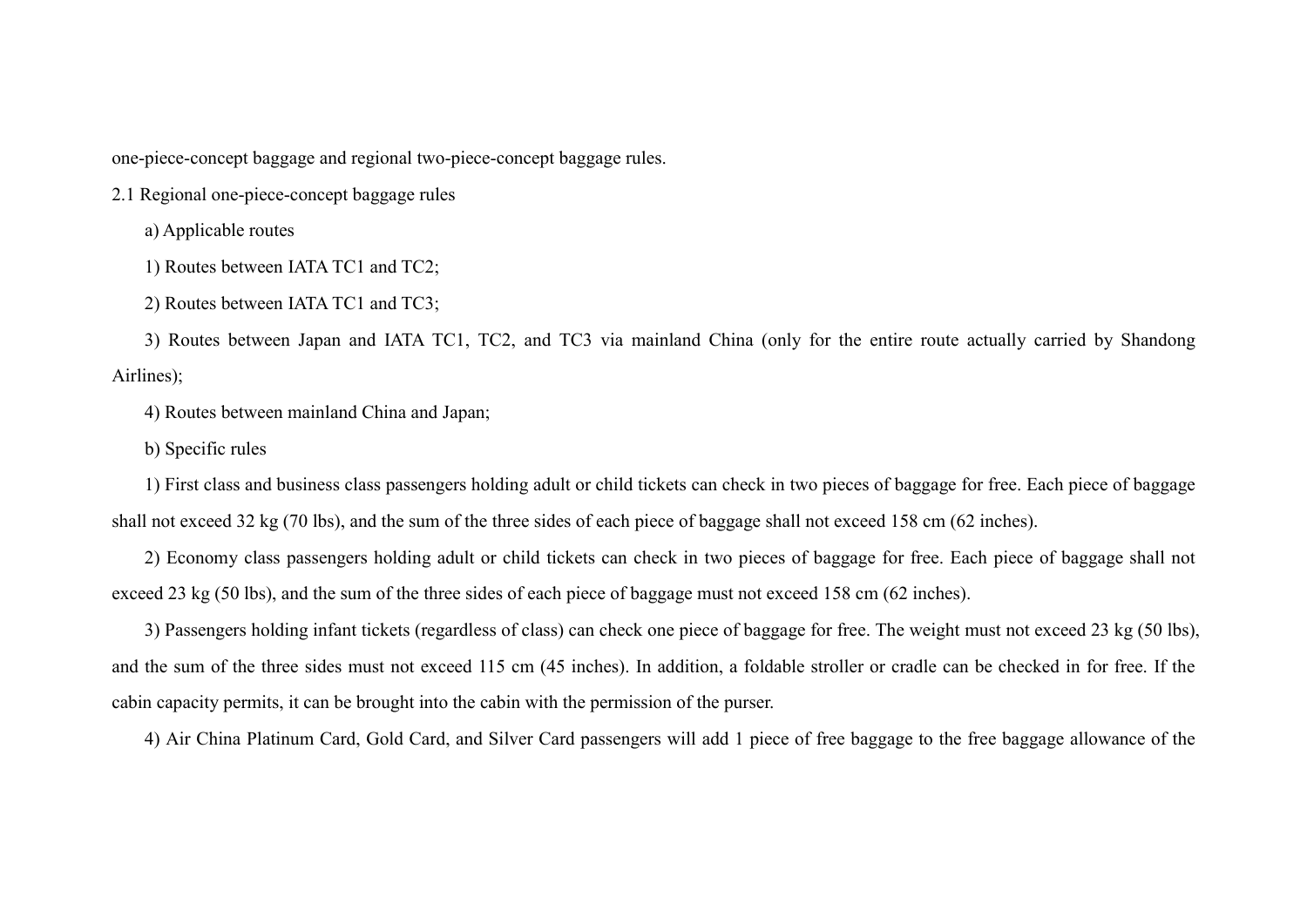one-piece-concept baggage and regional two-piece-concept baggage rules.

## 2.1 Regional one-piece-concept baggage rules

a) Applicable routes

1) Routes between IATA TC1 and TC2;

2) Routes between IATA TC1 and TC3;

3) Routes between Japan and IATA TC1, TC2, and TC3 via mainland China (only for the entire route actually carried by Shandong Airlines);

4) Routes between mainland China and Japan;

b) Specific rules

1) First class and business class passengers holding adult or child tickets can check in two pieces of baggage for free. Each piece of baggage shall not exceed 32 kg (70 lbs), and the sum of the three sides of each piece of baggage shall not exceed 158 cm (62 inches).

2) Economy class passengers holding adult or child tickets can check in two pieces of baggage for free. Each piece of baggage shall not exceed 23 kg (50 lbs), and the sum of the three sides of each piece of baggage must not exceed 158 cm (62 inches).

3) Passengers holding infant tickets (regardless of class) can check one piece of baggage for free. The weight must not exceed 23 kg (50 lbs), and the sum of the three sides must not exceed 115 cm (45 inches). In addition, a foldable stroller or cradle can be checked in for free. If the cabin capacity permits, it can be brought into the cabin with the permission of the purser.

4) Air China Platinum Card, Gold Card, and Silver Card passengers will add 1 piece of free baggage to the free baggage allowance of the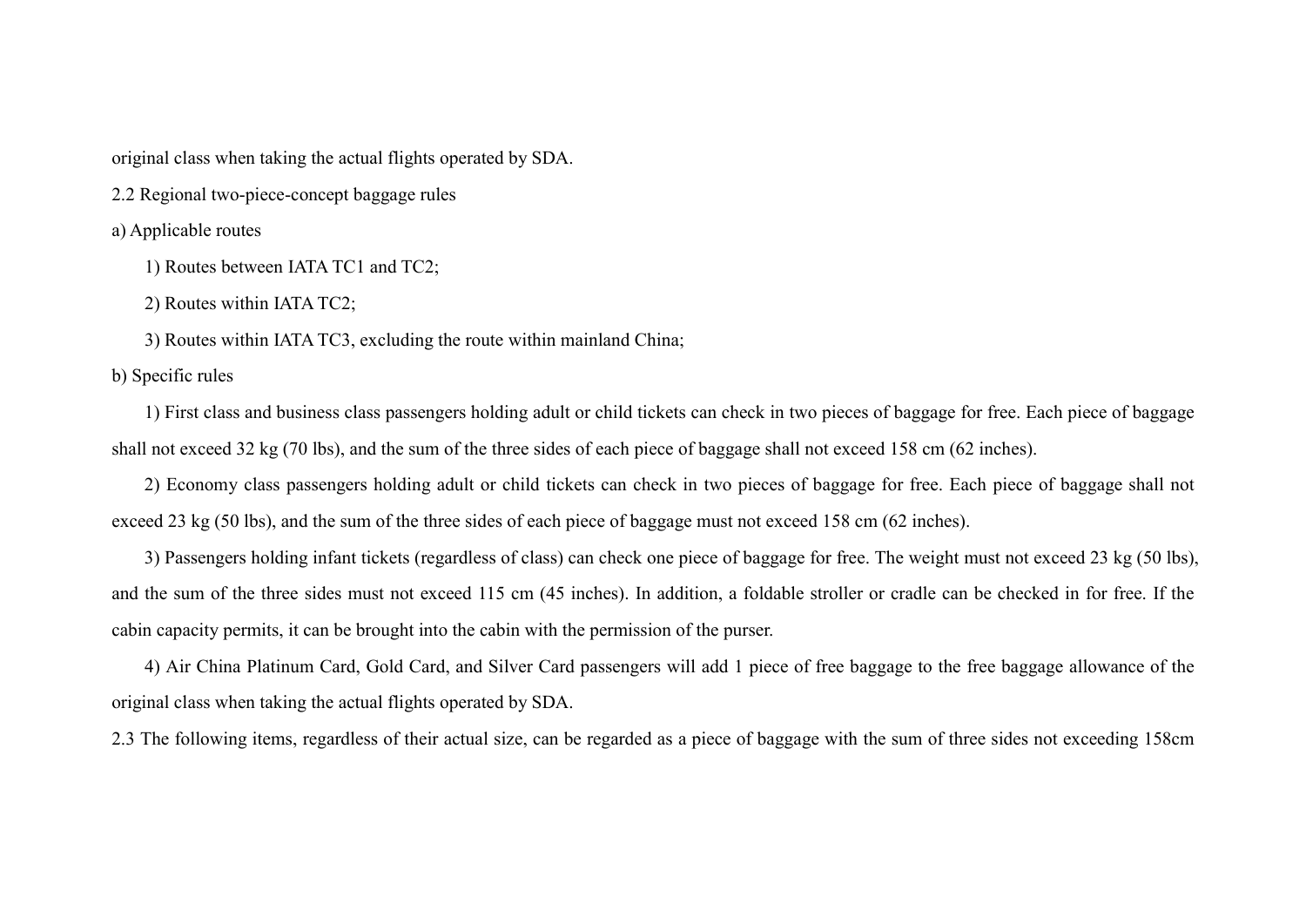original class when taking the actual flights operated by SDA.

2.2 Regional two-piece-concept baggage rules

a) Applicable routes

1) Routes between IATA TC1 and TC2;

2) Routes within IATA TC2;

3) Routes within IATA TC3, excluding the route within mainland China;

b) Specific rules

1) First class and business class passengers holding adult or child tickets can check in two pieces of baggage for free. Each piece of baggage shall not exceed 32 kg (70 lbs), and the sum of the three sides of each piece of baggage shall not exceed 158 cm (62 inches).

2) Economy class passengers holding adult or child tickets can check in two pieces of baggage for free. Each piece of baggage shall not exceed 23 kg (50 lbs), and the sum of the three sides of each piece of baggage must not exceed 158 cm (62 inches).

3) Passengers holding infant tickets (regardless of class) can check one piece of baggage for free. The weight must not exceed 23 kg (50 lbs), and the sum of the three sides must not exceed 115 cm (45 inches). In addition, a foldable stroller or cradle can be checked in for free. If the cabin capacity permits, it can be brought into the cabin with the permission of the purser.

4) Air China Platinum Card, Gold Card, and Silver Card passengers will add 1 piece of free baggage to the free baggage allowance of the original class when taking the actual flights operated by SDA.

2.3 The following items, regardless of their actual size, can be regarded as a piece of baggage with the sum of three sides not exceeding 158cm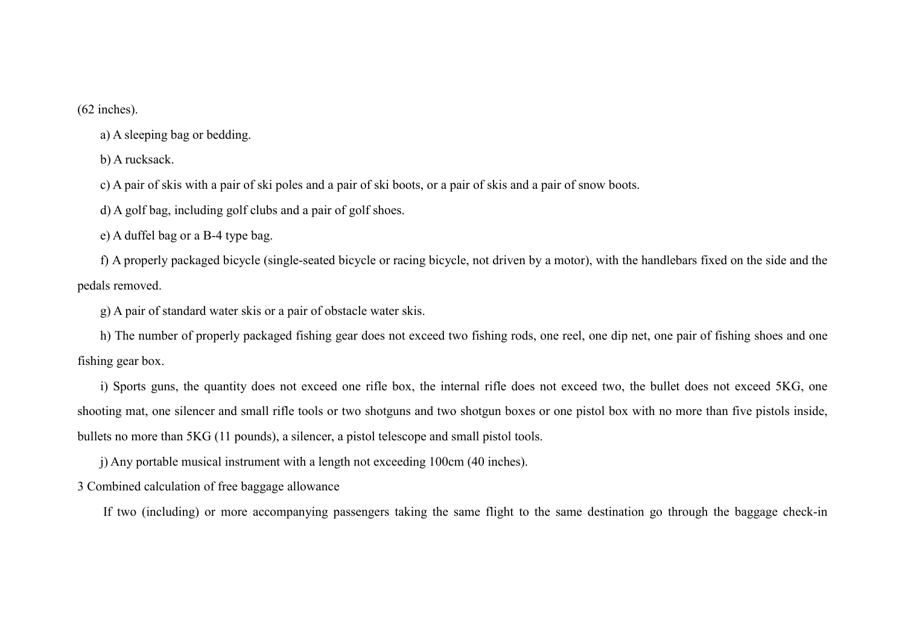(62 inches).

a) A sleeping bag or bedding.

b) A rucksack.

c) A pair of skis with a pair of ski poles and a pair of ski boots, or a pair of skis and a pair of snow boots.

d) A golf bag, including golf clubs and a pair of golf shoes.

e) A duffel bag or a B-4 type bag.

f) A properly packaged bicycle (single-seated bicycle or racing bicycle, not driven by a motor), with the handlebars fixed on the side and the pedals removed.

g) A pair of standard water skis or a pair of obstacle water skis.

h) The number of properly packaged fishing gear does not exceed two fishing rods, one reel, one dip net, one pair of fishing shoes and one fishing gear box.

i) Sports guns, the quantity does not exceed one rifle box, the internal rifle does not exceed two, the bullet does not exceed 5KG, one shooting mat, one silencer and small rifle tools or two shotguns and two shotgun boxes or one pistol box with no more than five pistols inside, bullets no more than 5KG (11 pounds), a silencer, a pistol telescope and small pistol tools.

j) Any portable musical instrument with a length not exceeding 100cm (40 inches).

3 Combined calculation of free baggage allowance

If two (including) or more accompanying passengers taking the same flight to the same destination go through the baggage check-in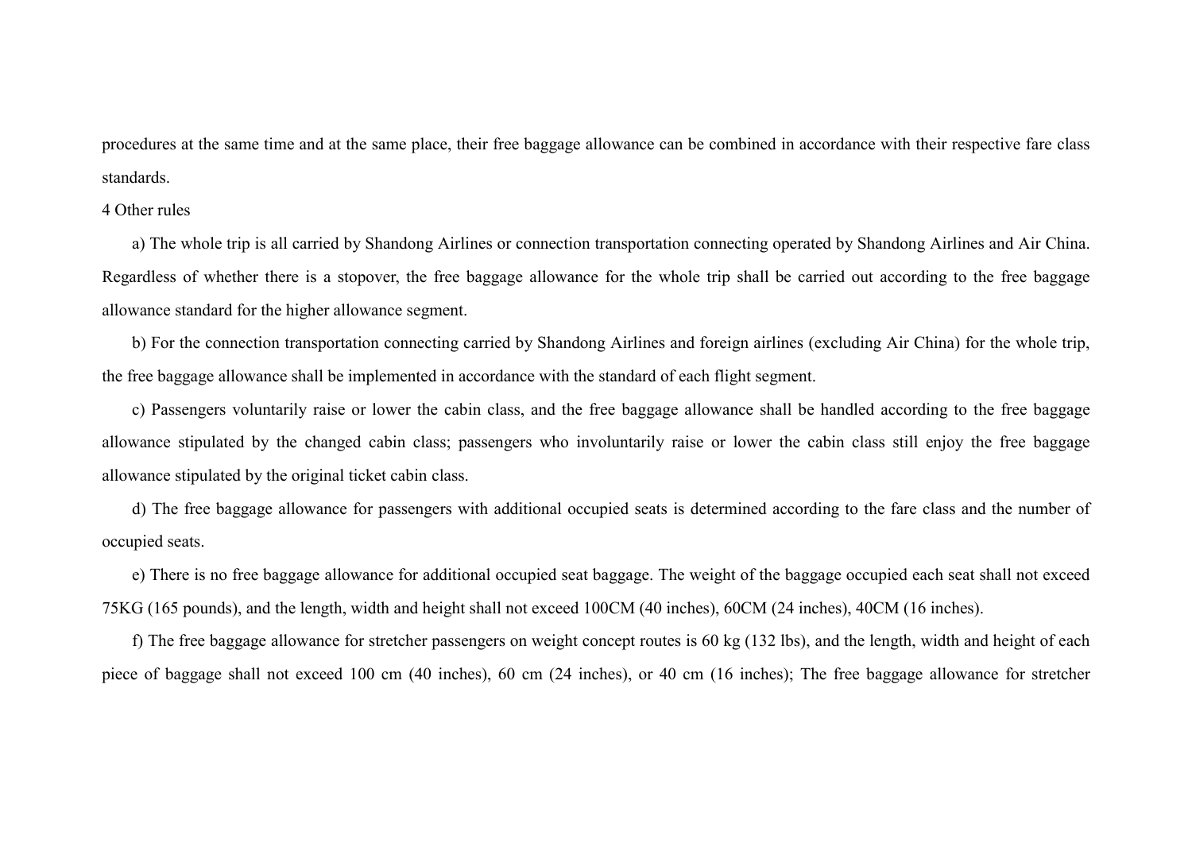procedures at the same time and at the same place, their free baggage allowance can be combined in accordance with their respective fare class standards.

4 Other rules

a) The whole trip is all carried by Shandong Airlines or connection transportation connecting operated by Shandong Airlines and Air China. Regardless of whether there is a stopover, the free baggage allowance for the whole trip shall be carried out according to the free baggage allowance standard for the higher allowance segment.

b) For the connection transportation connecting carried by Shandong Airlines and foreign airlines (excluding Air China) for the whole trip, the free baggage allowance shall be implemented in accordance with the standard of each flight segment.

c) Passengers voluntarily raise or lower the cabin class, and the free baggage allowance shall be handled according to the free baggage allowance stipulated by the changed cabin class; passengers who involuntarily raise or lower the cabin class still enjoy the free baggage allowance stipulated by the original ticket cabin class.

d) The free baggage allowance for passengers with additional occupied seats is determined according to the fare class and the number of occupied seats.

e) There is no free baggage allowance for additional occupied seat baggage. The weight of the baggage occupied each seat shall not exceed 75KG (165 pounds), and the length, width and height shall not exceed 100CM (40 inches), 60CM (24 inches), 40CM (16 inches).

f) The free baggage allowance for stretcher passengers on weight concept routes is 60 kg (132 lbs), and the length, width and height of each piece of baggage shall not exceed 100 cm (40 inches), 60 cm (24 inches), or 40 cm (16 inches); The free baggage allowance for stretcher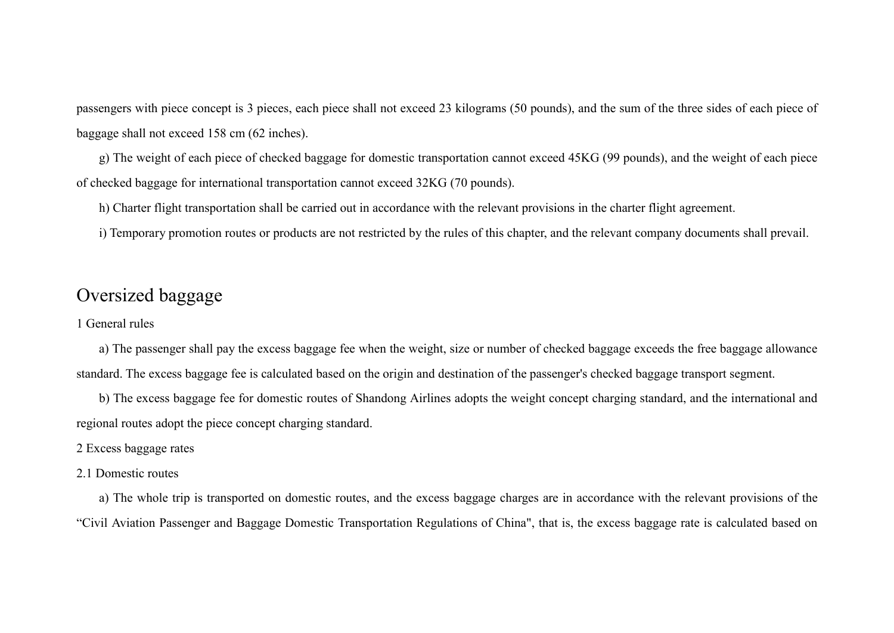passengers with piece concept is 3 pieces, each piece shall not exceed 23 kilograms (50 pounds), and the sum of the three sides of each piece of baggage shall not exceed 158 cm (62 inches).

g) The weight of each piece of checked baggage for domestic transportation cannot exceed 45KG (99 pounds), and the weight of each piece of checked baggage for international transportation cannot exceed 32KG (70 pounds).

h) Charter flight transportation shall be carried out in accordance with the relevant provisions in the charter flight agreement.

i) Temporary promotion routes or products are not restricted by the rules of this chapter, and the relevant company documents shall prevail.

# Oversized baggage

1 General rules

a) The passenger shall pay the excess baggage fee when the weight, size or number of checked baggage exceeds the free baggage allowance standard. The excess baggage fee is calculated based on the origin and destination of the passenger's checked baggage transport segment.

b) The excess baggage fee for domestic routes of Shandong Airlines adopts the weight concept charging standard, and the international and regional routes adopt the piece concept charging standard.

2 Excess baggage rates

2.1 Domestic routes

a) The whole trip is transported on domestic routes, and the excess baggage charges are in accordance with the relevant provisions of the “Civil Aviation Passenger and Baggage Domestic Transportation Regulations of China", that is, the excess baggage rate is calculated based on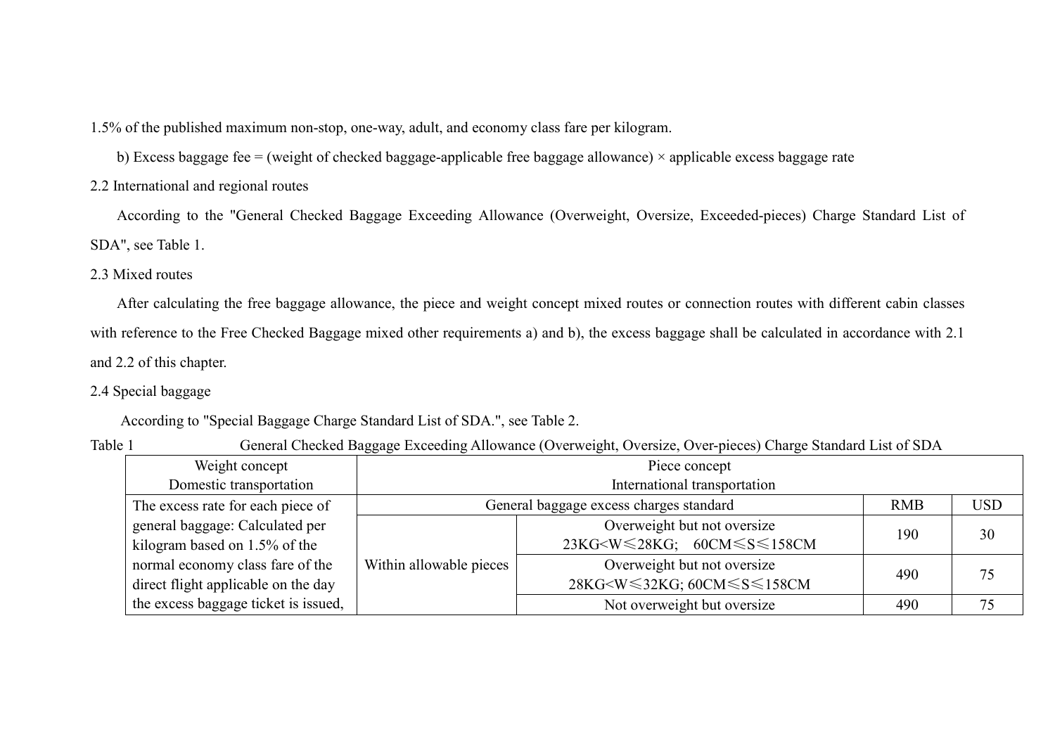1.5% of the published maximum non-stop, one-way, adult, and economy class fare per kilogram.

b) Excess baggage fee = (weight of checked baggage-applicable free baggage allowance) × applicable excess baggage rate

2.2 International and regional routes

According to the "General Checked Baggage Exceeding Allowance (Overweight, Oversize, Exceeded-pieces) Charge Standard List of SDA", see Table 1.

2.3 Mixed routes

After calculating the free baggage allowance, the piece and weight concept mixed routes or connection routes with different cabin classes with reference to the Free Checked Baggage mixed other requirements a) and b), the excess baggage shall be calculated in accordance with 2.1 and 2.2 of this chapter.

2.4 Special baggage

According to "Special Baggage Charge Standard List of SDA.", see Table 2.

Table 1 General Checked Baggage Exceeding Allowance (Overweight, Oversize, Over-pieces) Charge Standard List of SDA

| Weight concept<br>Domestic transportation | Piece concept<br>International transportation | | | |
|---|---|---|---|---|
| The excess rate for each piece of general baggage: Calculated per kilogram based on 1.5% of the normal economy class fare of the direct flight applicable on the day the excess baggage ticket is issued, | General baggage excess charges standard | | RMB | USD |
| | Within allowable pieces | Overweight but not oversize<br>23KG<W≤28KG; 60CM≤S≤158CM | 190 | 30 |
| | | Overweight but not oversize<br>28KG<W≤32KG; 60CM≤S≤158CM | 490 | 75 |
| | | Not overweight but oversize | 490 | 75 |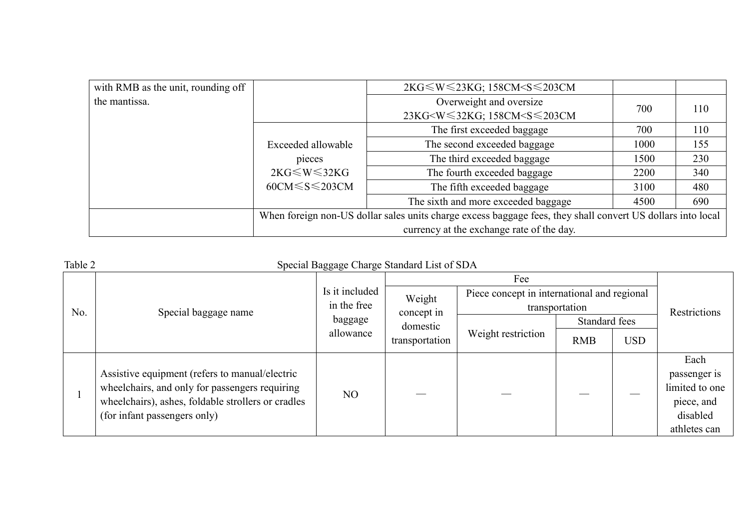| | | | | |
|---|---|---|---|---|
| with RMB as the unit, rounding off the mantissa. | | 2KG≤W≤23KG; 158CM<S≤203CM | | |
| | | Overweight and oversize 23KG<W≤32KG; 158CM<S≤203CM | 700 | 110 |
| | Exceeded allowable pieces 2KG≤W≤32KG 60CM≤S≤203CM | The first exceeded baggage | 700 | 110 |
| | | The second exceeded baggage | 1000 | 155 |
| | | The third exceeded baggage | 1500 | 230 |
| | | The fourth exceeded baggage | 2200 | 340 |
| | | The fifth exceeded baggage | 3100 | 480 |
| | | The sixth and more exceeded baggage | 4500 | 690 |
| | When foreign non-US dollar sales units charge excess baggage fees, they shall convert US dollars into local currency at the exchange rate of the day. | | | |

Table 2 Special Baggage Charge Standard List of SDA

| No. | Special baggage name | Is it included in the free baggage allowance | Fee | | | | Restrictions |
|---|---|---|---|---|---|---|---|
| | | | Weight concept in domestic transportation | Piece concept in international and regional transportation | | | |
| | | | | Weight restriction | Standard fees | | |
| | | | | | RMB | USD | |
| 1 | Assistive equipment (refers to manual/electric wheelchairs, and only for passengers requiring wheelchairs), ashes, foldable strollers or cradles (for infant passengers only) | NO | — | — | — | — | Each passenger is limited to one piece, and disabled athletes can |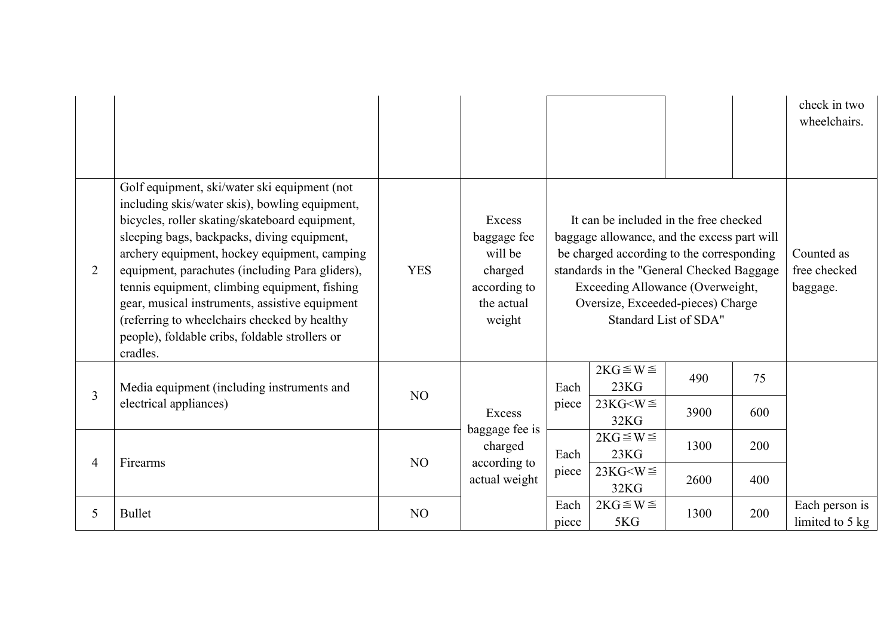| | | | | | | | | |
|---|---|---|---|---|---|---|---|---|
| | | | | | | | | check in two wheelchairs. |
| 2 | Golf equipment, ski/water ski equipment (not including skis/water skis), bowling equipment, bicycles, roller skating/skateboard equipment, sleeping bags, backpacks, diving equipment, archery equipment, hockey equipment, camping equipment, parachutes (including Para gliders), tennis equipment, climbing equipment, fishing gear, musical instruments, assistive equipment (referring to wheelchairs checked by healthy people), foldable cribs, foldable strollers or cradles. | YES | Excess baggage fee will be charged according to the actual weight | It can be included in the free checked baggage allowance, and the excess part will be charged according to the corresponding standards in the "General Checked Baggage Exceeding Allowance (Overweight, Oversize, Exceeded-pieces) Charge Standard List of SDA" | | | | Counted as free checked baggage. |
| 3 | Media equipment (including instruments and electrical appliances) | NO | Excess baggage fee is charged according to actual weight | Each piece | 2KG≦W≦23KG | 490 | 75 | |
| | | | | | 23KG<W≦32KG | 3900 | 600 | |
| 4 | Firearms | NO | | Each piece | 2KG≦W≦23KG | 1300 | 200 | |
| | | | | | 23KG<W≦32KG | 2600 | 400 | |
| 5 | Bullet | NO | | Each piece | 2KG≦W≦5KG | 1300 | 200 | Each person is limited to 5 kg |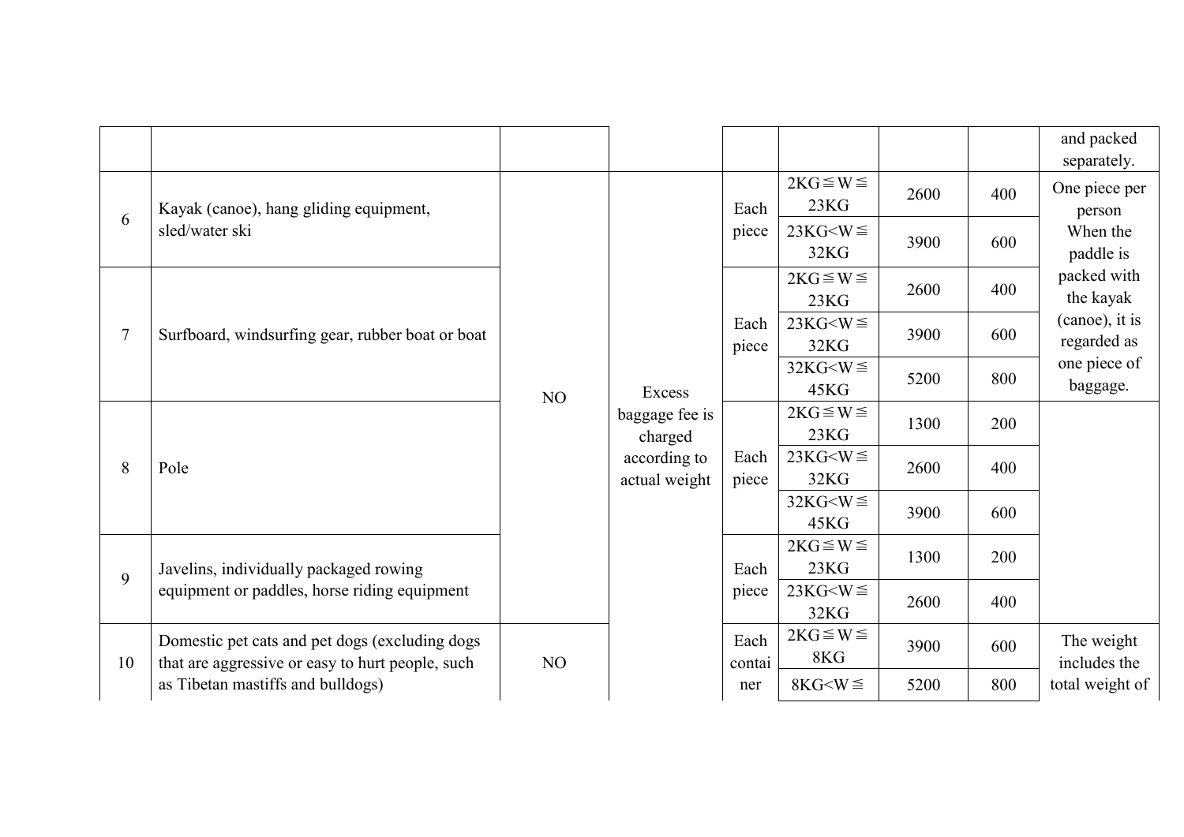| | | | | | | | | |
|---|---|---|---|---|---|---|---|---|
| | | | | | | | | and packed separately. |
| 6 | Kayak (canoe), hang gliding equipment, sled/water ski | NO | Excess baggage fee is charged according to actual weight | Each piece | 2KG≦W≦23KG | 2600 | 400 | One piece per person When the paddle is packed with the kayak (canoe), it is regarded as one piece of baggage. |
| | | | | | 23KG<W≦32KG | 3900 | 600 | |
| 7 | Surfboard, windsurfing gear, rubber boat or boat | | | Each piece | 2KG≦W≦23KG | 2600 | 400 | |
| | | | | | 23KG<W≦32KG | 3900 | 600 | |
| | | | | | 32KG<W≦45KG | 5200 | 800 | |
| 8 | Pole | | | Each piece | 2KG≦W≦23KG | 1300 | 200 | |
| | | | | | 23KG<W≦32KG | 2600 | 400 | |
| | | | | | 32KG<W≦45KG | 3900 | 600 | |
| 9 | Javelins, individually packaged rowing equipment or paddles, horse riding equipment | | | Each piece | 2KG≦W≦23KG | 1300 | 200 | |
| | | | | | 23KG<W≦32KG | 2600 | 400 | |
| 10 | Domestic pet cats and pet dogs (excluding dogs that are aggressive or easy to hurt people, such as Tibetan mastiffs and bulldogs) | NO | | Each container | 2KG≦W≦8KG | 3900 | 600 | The weight includes the total weight of |
| | | | | | 8KG<W≦ | 5200 | 800 | |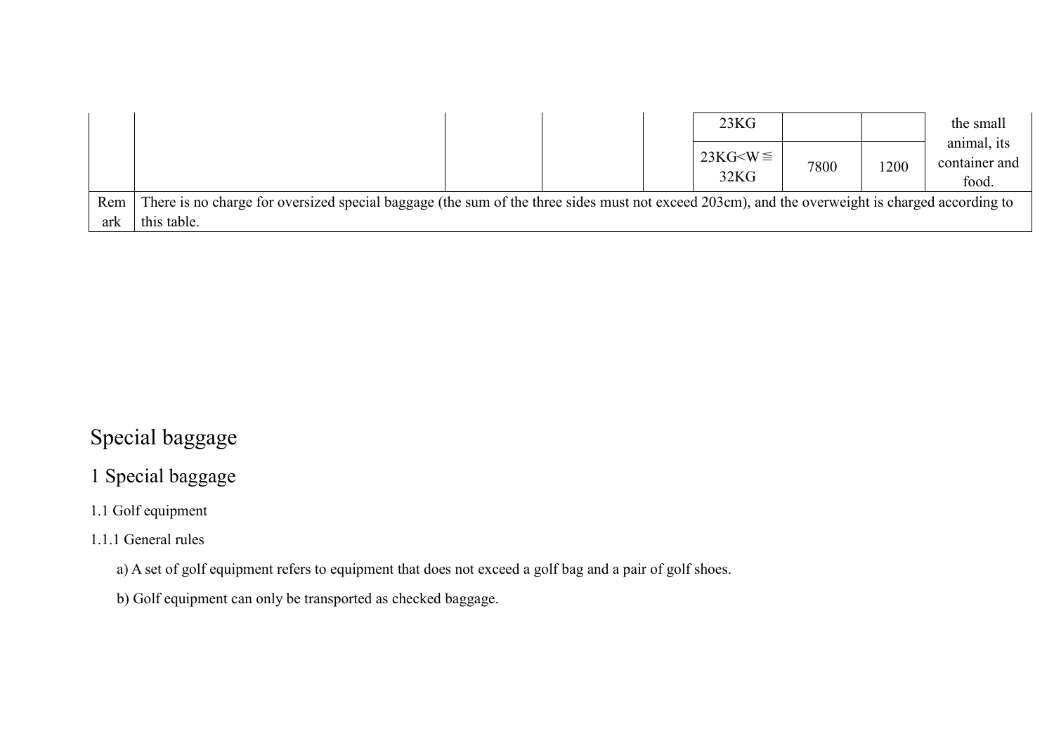| | | | | | 23KG | | | the small animal, its container and food. |
|---|---|---|---|---|---|---|---|---|
| | | | | | 23KG<W≦32KG | 7800 | 1200 | |
| Remark | There is no charge for oversized special baggage (the sum of the three sides must not exceed 203cm), and the overweight is charged according to this table. | | | | | | | |

# Special baggage

## 1 Special baggage

### 1.1 Golf equipment

#### 1.1.1 General rules

a) A set of golf equipment refers to equipment that does not exceed a golf bag and a pair of golf shoes.

b) Golf equipment can only be transported as checked baggage.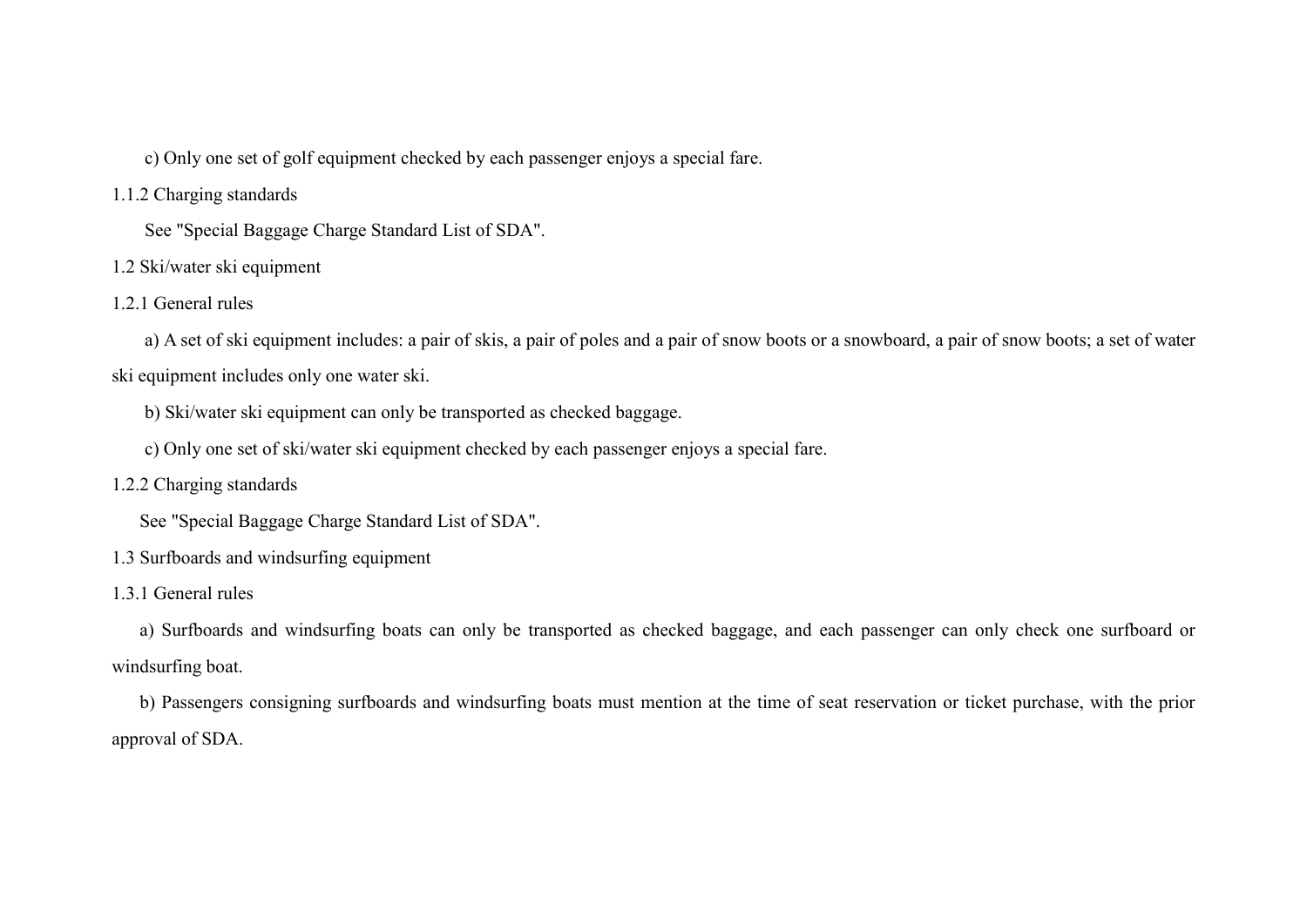c) Only one set of golf equipment checked by each passenger enjoys a special fare.

1.1.2 Charging standards

See "Special Baggage Charge Standard List of SDA".

1.2 Ski/water ski equipment

1.2.1 General rules

a) A set of ski equipment includes: a pair of skis, a pair of poles and a pair of snow boots or a snowboard, a pair of snow boots; a set of water ski equipment includes only one water ski.

b) Ski/water ski equipment can only be transported as checked baggage.

c) Only one set of ski/water ski equipment checked by each passenger enjoys a special fare.

1.2.2 Charging standards

See "Special Baggage Charge Standard List of SDA".

1.3 Surfboards and windsurfing equipment

1.3.1 General rules

a) Surfboards and windsurfing boats can only be transported as checked baggage, and each passenger can only check one surfboard or windsurfing boat.

b) Passengers consigning surfboards and windsurfing boats must mention at the time of seat reservation or ticket purchase, with the prior approval of SDA.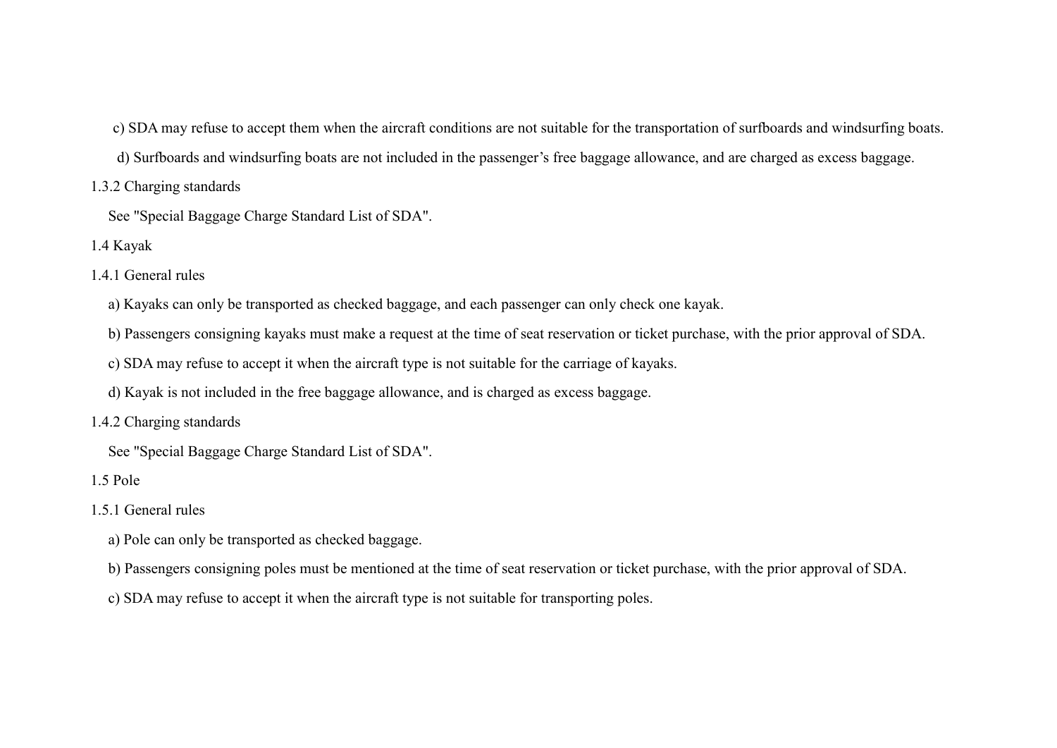c) SDA may refuse to accept them when the aircraft conditions are not suitable for the transportation of surfboards and windsurfing boats.

d) Surfboards and windsurfing boats are not included in the passenger's free baggage allowance, and are charged as excess baggage.

1.3.2 Charging standards

See "Special Baggage Charge Standard List of SDA".

1.4 Kayak

1.4.1 General rules

a) Kayaks can only be transported as checked baggage, and each passenger can only check one kayak.

b) Passengers consigning kayaks must make a request at the time of seat reservation or ticket purchase, with the prior approval of SDA.

c) SDA may refuse to accept it when the aircraft type is not suitable for the carriage of kayaks.

d) Kayak is not included in the free baggage allowance, and is charged as excess baggage.

1.4.2 Charging standards

See "Special Baggage Charge Standard List of SDA".

1.5 Pole

1.5.1 General rules

a) Pole can only be transported as checked baggage.

b) Passengers consigning poles must be mentioned at the time of seat reservation or ticket purchase, with the prior approval of SDA.

c) SDA may refuse to accept it when the aircraft type is not suitable for transporting poles.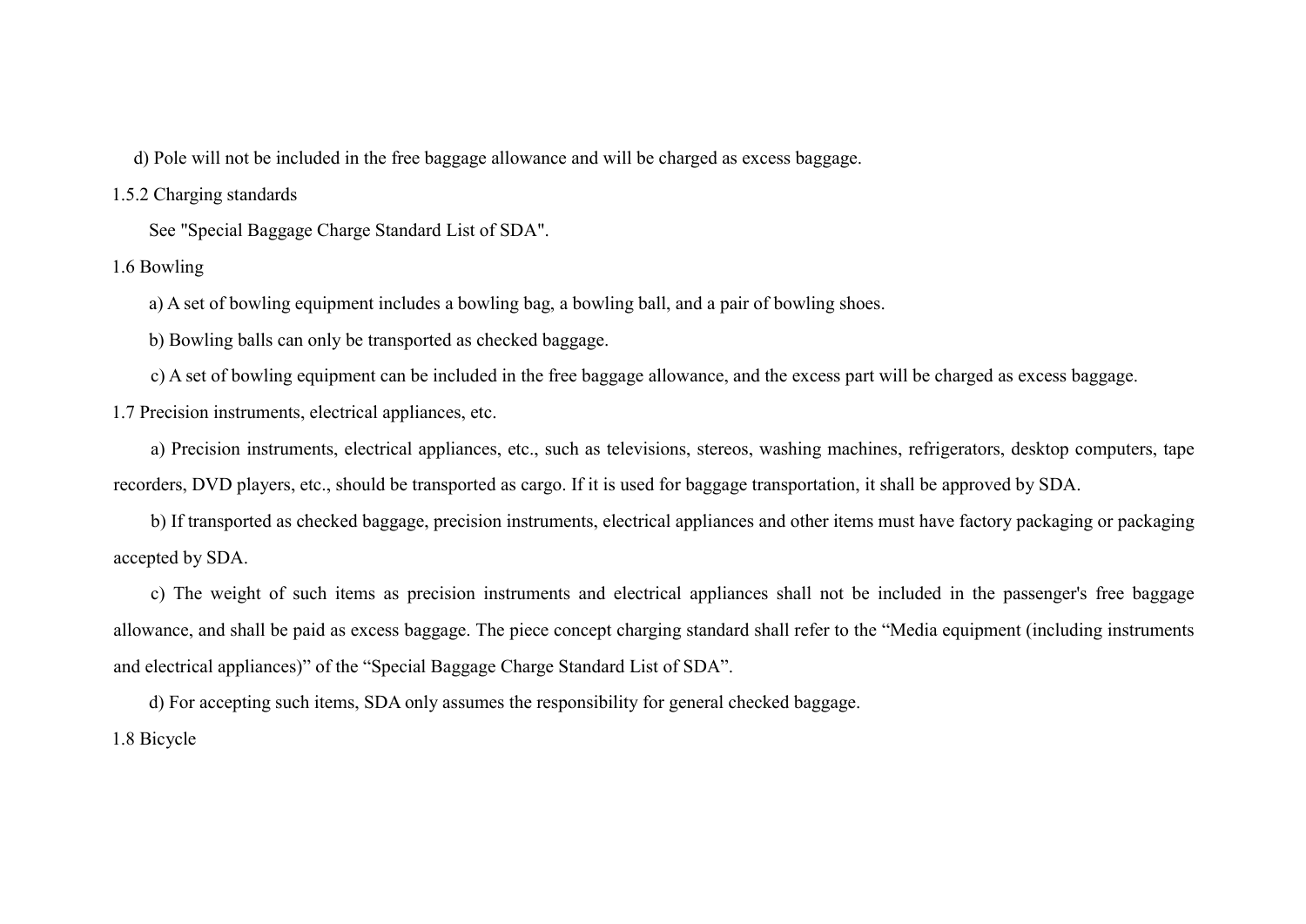d) Pole will not be included in the free baggage allowance and will be charged as excess baggage.

1.5.2 Charging standards

See "Special Baggage Charge Standard List of SDA".

1.6 Bowling

a) A set of bowling equipment includes a bowling bag, a bowling ball, and a pair of bowling shoes.

b) Bowling balls can only be transported as checked baggage.

c) A set of bowling equipment can be included in the free baggage allowance, and the excess part will be charged as excess baggage.

1.7 Precision instruments, electrical appliances, etc.

a) Precision instruments, electrical appliances, etc., such as televisions, stereos, washing machines, refrigerators, desktop computers, tape recorders, DVD players, etc., should be transported as cargo. If it is used for baggage transportation, it shall be approved by SDA.

b) If transported as checked baggage, precision instruments, electrical appliances and other items must have factory packaging or packaging accepted by SDA.

c) The weight of such items as precision instruments and electrical appliances shall not be included in the passenger's free baggage allowance, and shall be paid as excess baggage. The piece concept charging standard shall refer to the “Media equipment (including instruments and electrical appliances)” of the “Special Baggage Charge Standard List of SDA”.

d) For accepting such items, SDA only assumes the responsibility for general checked baggage.

1.8 Bicycle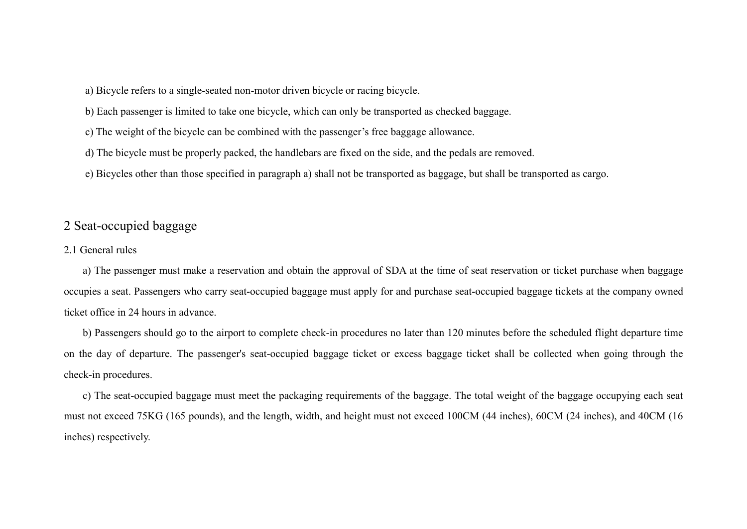a) Bicycle refers to a single-seated non-motor driven bicycle or racing bicycle.

b) Each passenger is limited to take one bicycle, which can only be transported as checked baggage.

c) The weight of the bicycle can be combined with the passenger's free baggage allowance.

d) The bicycle must be properly packed, the handlebars are fixed on the side, and the pedals are removed.

e) Bicycles other than those specified in paragraph a) shall not be transported as baggage, but shall be transported as cargo.

## 2 Seat-occupied baggage

### 2.1 General rules

a) The passenger must make a reservation and obtain the approval of SDA at the time of seat reservation or ticket purchase when baggage occupies a seat. Passengers who carry seat-occupied baggage must apply for and purchase seat-occupied baggage tickets at the company owned ticket office in 24 hours in advance.

b) Passengers should go to the airport to complete check-in procedures no later than 120 minutes before the scheduled flight departure time on the day of departure. The passenger's seat-occupied baggage ticket or excess baggage ticket shall be collected when going through the check-in procedures.

c) The seat-occupied baggage must meet the packaging requirements of the baggage. The total weight of the baggage occupying each seat must not exceed 75KG (165 pounds), and the length, width, and height must not exceed 100CM (44 inches), 60CM (24 inches), and 40CM (16 inches) respectively.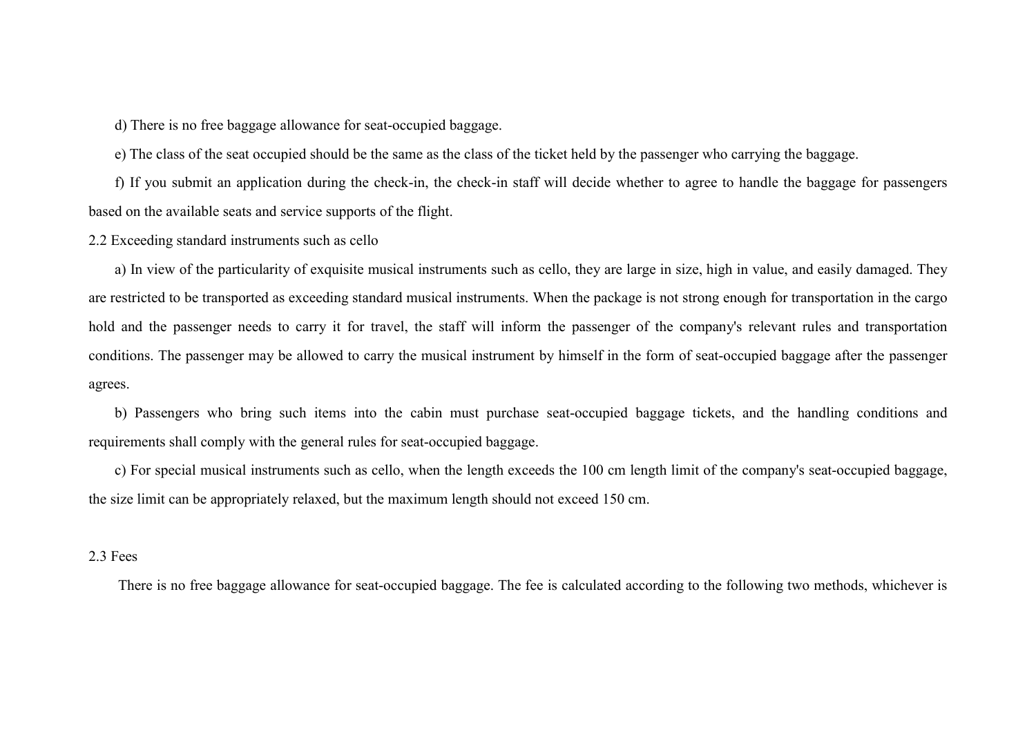d) There is no free baggage allowance for seat-occupied baggage.

e) The class of the seat occupied should be the same as the class of the ticket held by the passenger who carrying the baggage.

f) If you submit an application during the check-in, the check-in staff will decide whether to agree to handle the baggage for passengers based on the available seats and service supports of the flight.

2.2 Exceeding standard instruments such as cello

a) In view of the particularity of exquisite musical instruments such as cello, they are large in size, high in value, and easily damaged. They are restricted to be transported as exceeding standard musical instruments. When the package is not strong enough for transportation in the cargo hold and the passenger needs to carry it for travel, the staff will inform the passenger of the company's relevant rules and transportation conditions. The passenger may be allowed to carry the musical instrument by himself in the form of seat-occupied baggage after the passenger agrees.

b) Passengers who bring such items into the cabin must purchase seat-occupied baggage tickets, and the handling conditions and requirements shall comply with the general rules for seat-occupied baggage.

c) For special musical instruments such as cello, when the length exceeds the 100 cm length limit of the company's seat-occupied baggage, the size limit can be appropriately relaxed, but the maximum length should not exceed 150 cm.

2.3 Fees

There is no free baggage allowance for seat-occupied baggage. The fee is calculated according to the following two methods, whichever is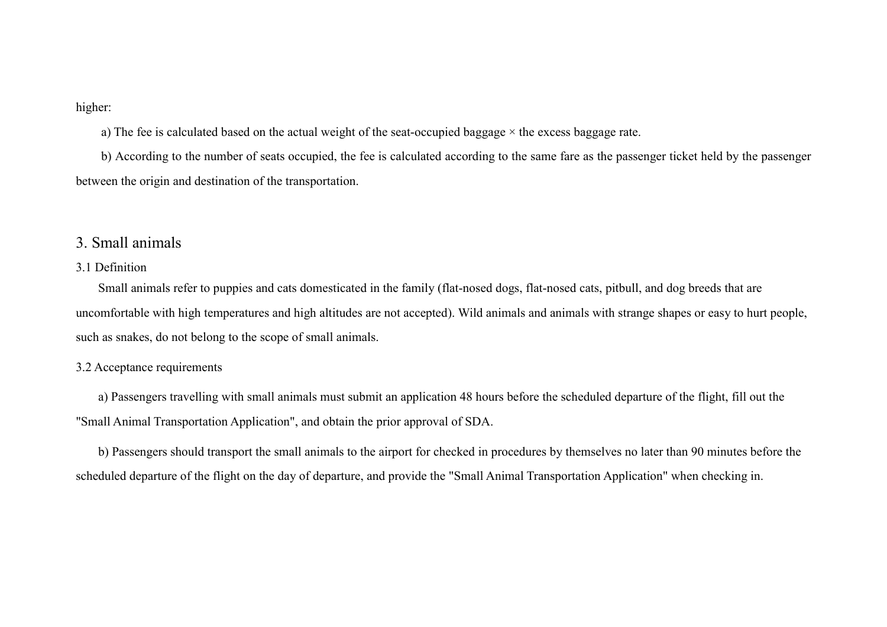higher:

a) The fee is calculated based on the actual weight of the seat-occupied baggage × the excess baggage rate.

b) According to the number of seats occupied, the fee is calculated according to the same fare as the passenger ticket held by the passenger between the origin and destination of the transportation.

## 3. Small animals

### 3.1 Definition

Small animals refer to puppies and cats domesticated in the family (flat-nosed dogs, flat-nosed cats, pitbull, and dog breeds that are uncomfortable with high temperatures and high altitudes are not accepted). Wild animals and animals with strange shapes or easy to hurt people, such as snakes, do not belong to the scope of small animals.

### 3.2 Acceptance requirements

a) Passengers travelling with small animals must submit an application 48 hours before the scheduled departure of the flight, fill out the "Small Animal Transportation Application", and obtain the prior approval of SDA.

b) Passengers should transport the small animals to the airport for checked in procedures by themselves no later than 90 minutes before the scheduled departure of the flight on the day of departure, and provide the "Small Animal Transportation Application" when checking in.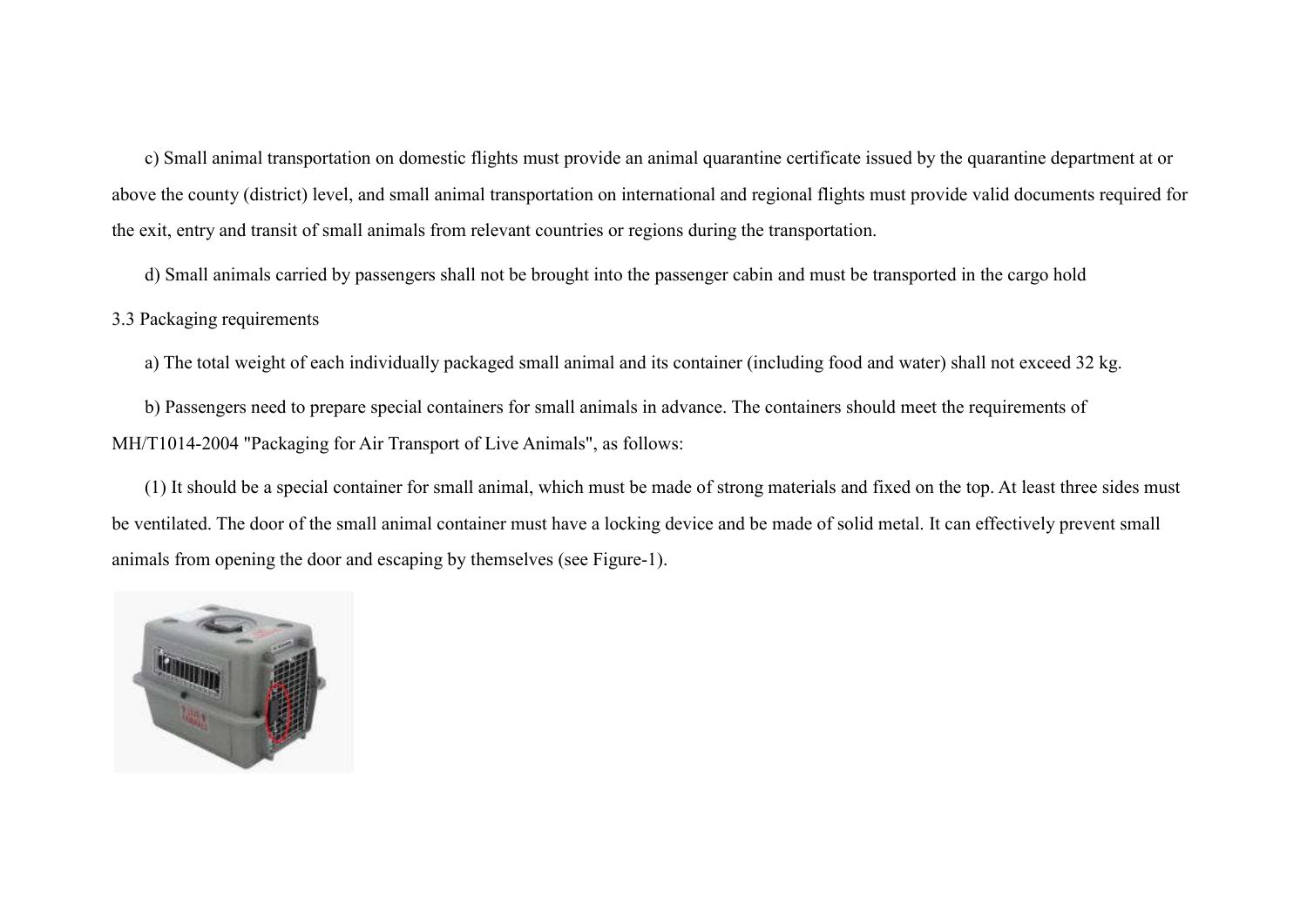c) Small animal transportation on domestic flights must provide an animal quarantine certificate issued by the quarantine department at or above the county (district) level, and small animal transportation on international and regional flights must provide valid documents required for the exit, entry and transit of small animals from relevant countries or regions during the transportation.

d) Small animals carried by passengers shall not be brought into the passenger cabin and must be transported in the cargo hold

3.3 Packaging requirements

a) The total weight of each individually packaged small animal and its container (including food and water) shall not exceed 32 kg.

b) Passengers need to prepare special containers for small animals in advance. The containers should meet the requirements of MH/T1014-2004 "Packaging for Air Transport of Live Animals", as follows:

(1) It should be a special container for small animal, which must be made of strong materials and fixed on the top. At least three sides must be ventilated. The door of the small animal container must have a locking device and be made of solid metal. It can effectively prevent small animals from opening the door and escaping by themselves (see Figure-1).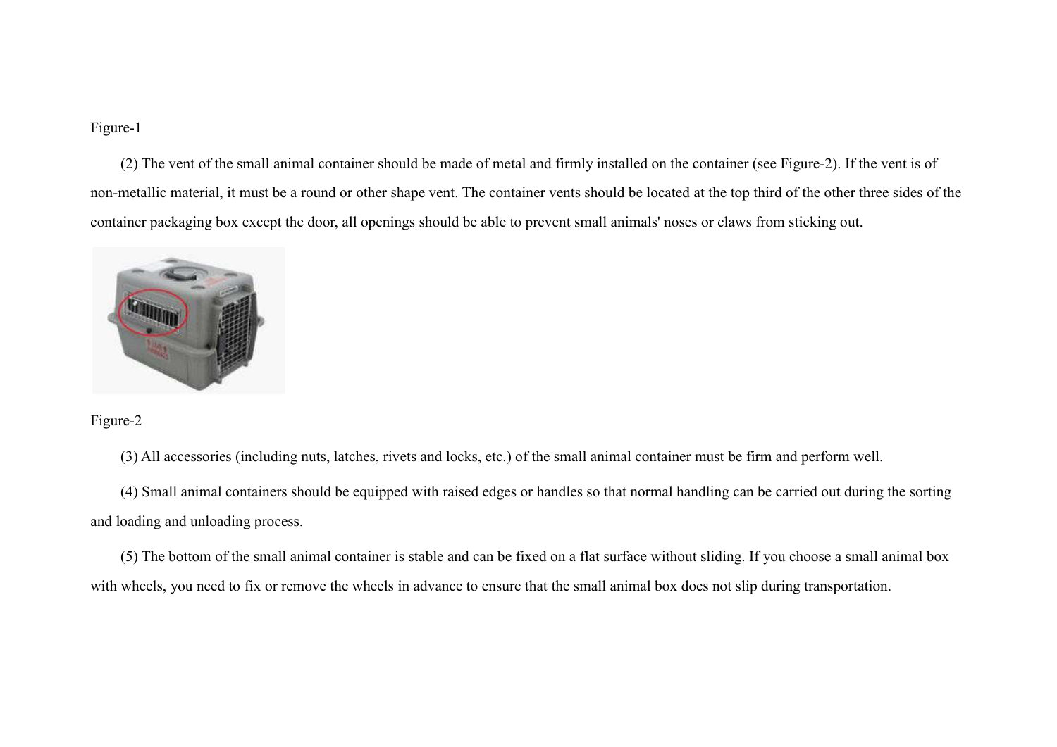Figure-1

(2) The vent of the small animal container should be made of metal and firmly installed on the container (see Figure-2). If the vent is of non-metallic material, it must be a round or other shape vent. The container vents should be located at the top third of the other three sides of the container packaging box except the door, all openings should be able to prevent small animals' noses or claws from sticking out.

Figure-2

(3) All accessories (including nuts, latches, rivets and locks, etc.) of the small animal container must be firm and perform well.

(4) Small animal containers should be equipped with raised edges or handles so that normal handling can be carried out during the sorting and loading and unloading process.

(5) The bottom of the small animal container is stable and can be fixed on a flat surface without sliding. If you choose a small animal box with wheels, you need to fix or remove the wheels in advance to ensure that the small animal box does not slip during transportation.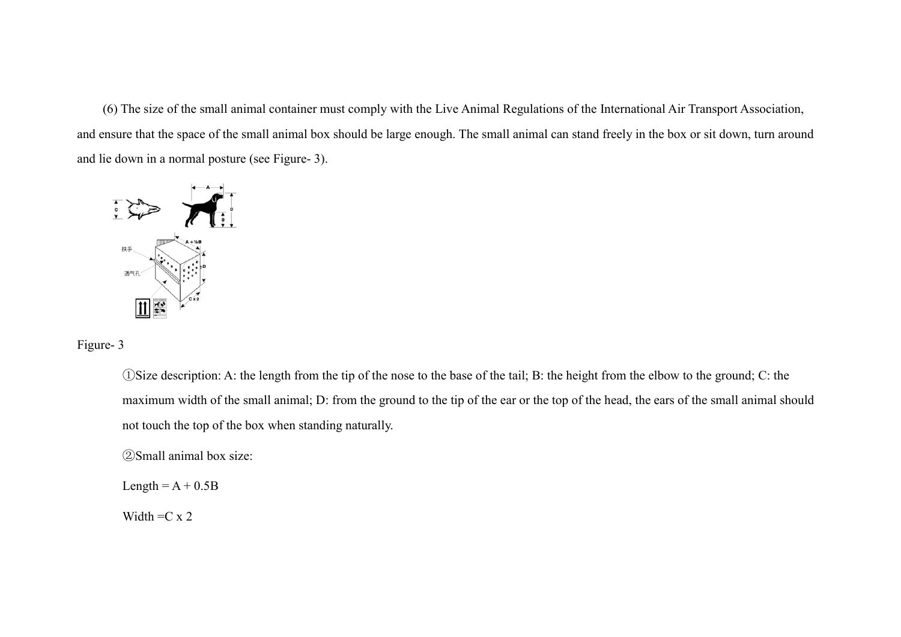(6) The size of the small animal container must comply with the Live Animal Regulations of the International Air Transport Association, and ensure that the space of the small animal box should be large enough. The small animal can stand freely in the box or sit down, turn around and lie down in a normal posture (see Figure- 3).

Figure- 3

①Size description: A: the length from the tip of the nose to the base of the tail; B: the height from the elbow to the ground; C: the maximum width of the small animal; D: from the ground to the tip of the ear or the top of the head, the ears of the small animal should not touch the top of the box when standing naturally.

②Small animal box size:

Length = A + 0.5B

Width =C x 2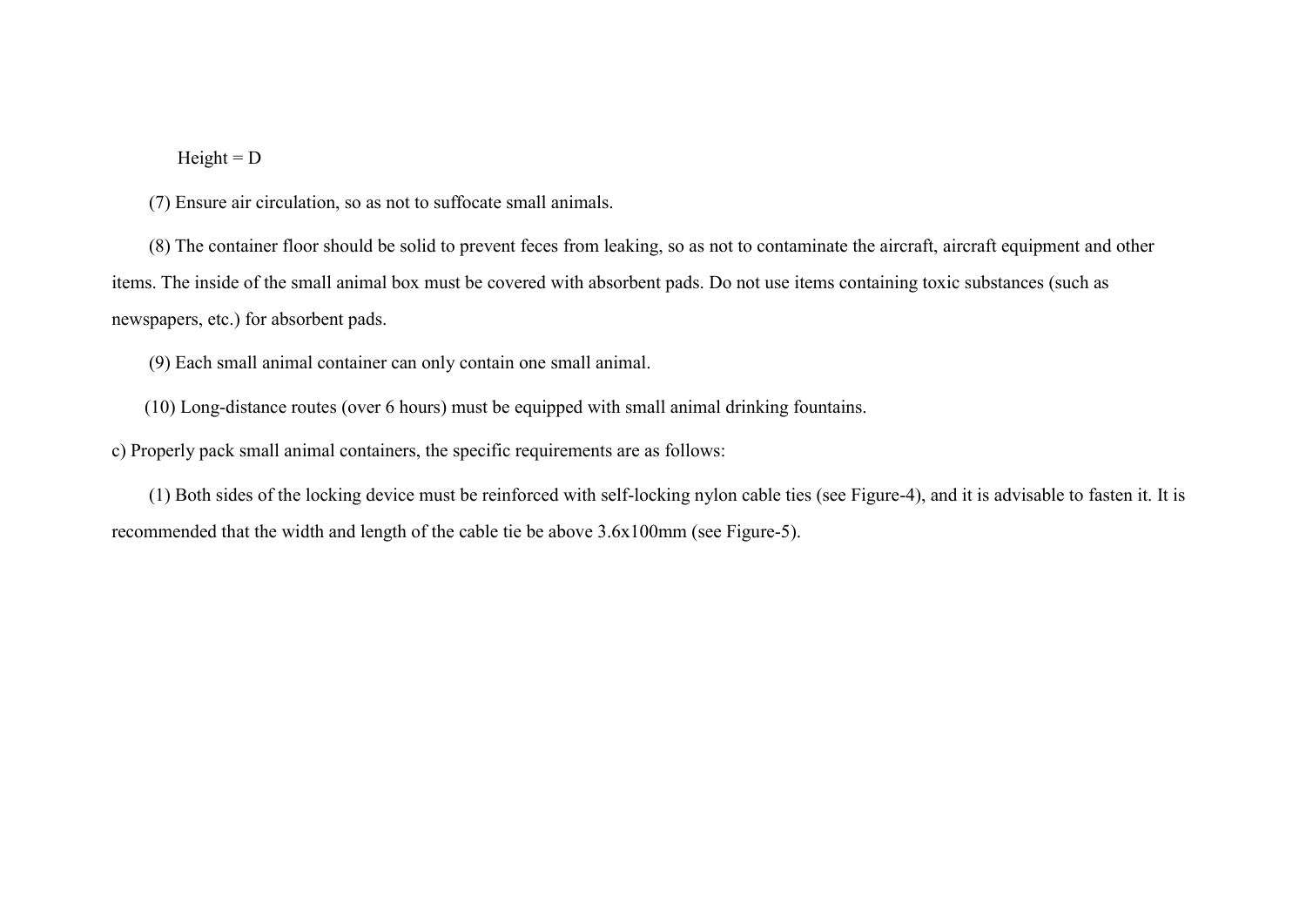Height = D

(7) Ensure air circulation, so as not to suffocate small animals.

(8) The container floor should be solid to prevent feces from leaking, so as not to contaminate the aircraft, aircraft equipment and other items. The inside of the small animal box must be covered with absorbent pads. Do not use items containing toxic substances (such as newspapers, etc.) for absorbent pads.

(9) Each small animal container can only contain one small animal.

(10) Long-distance routes (over 6 hours) must be equipped with small animal drinking fountains.

c) Properly pack small animal containers, the specific requirements are as follows:

(1) Both sides of the locking device must be reinforced with self-locking nylon cable ties (see Figure-4), and it is advisable to fasten it. It is recommended that the width and length of the cable tie be above 3.6x100mm (see Figure-5).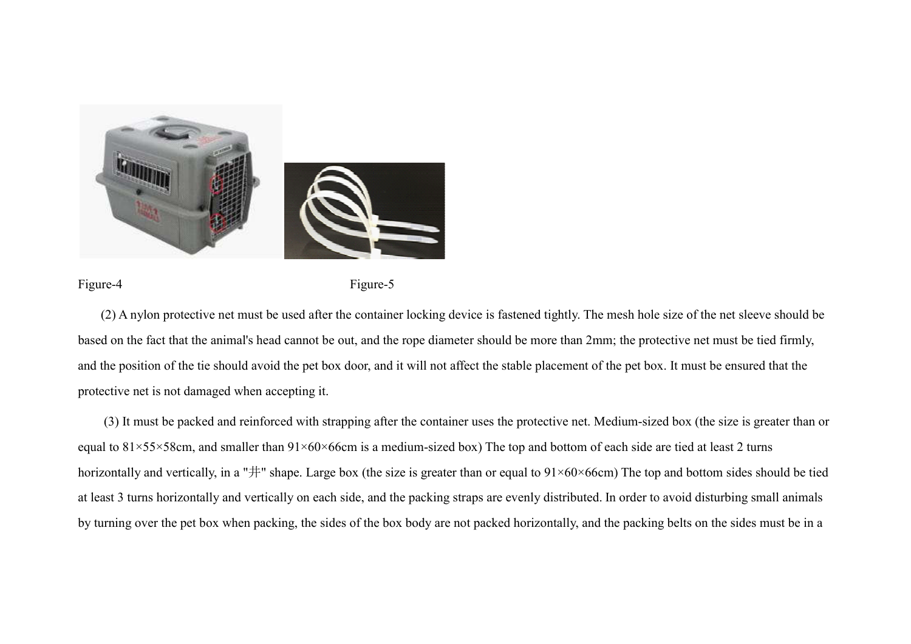Figure-4 Figure-5

(2) A nylon protective net must be used after the container locking device is fastened tightly. The mesh hole size of the net sleeve should be based on the fact that the animal's head cannot be out, and the rope diameter should be more than 2mm; the protective net must be tied firmly, and the position of the tie should avoid the pet box door, and it will not affect the stable placement of the pet box. It must be ensured that the protective net is not damaged when accepting it.

(3) It must be packed and reinforced with strapping after the container uses the protective net. Medium-sized box (the size is greater than or equal to 81×55×58cm, and smaller than 91×60×66cm is a medium-sized box) The top and bottom of each side are tied at least 2 turns horizontally and vertically, in a "井" shape. Large box (the size is greater than or equal to 91×60×66cm) The top and bottom sides should be tied at least 3 turns horizontally and vertically on each side, and the packing straps are evenly distributed. In order to avoid disturbing small animals by turning over the pet box when packing, the sides of the box body are not packed horizontally, and the packing belts on the sides must be in a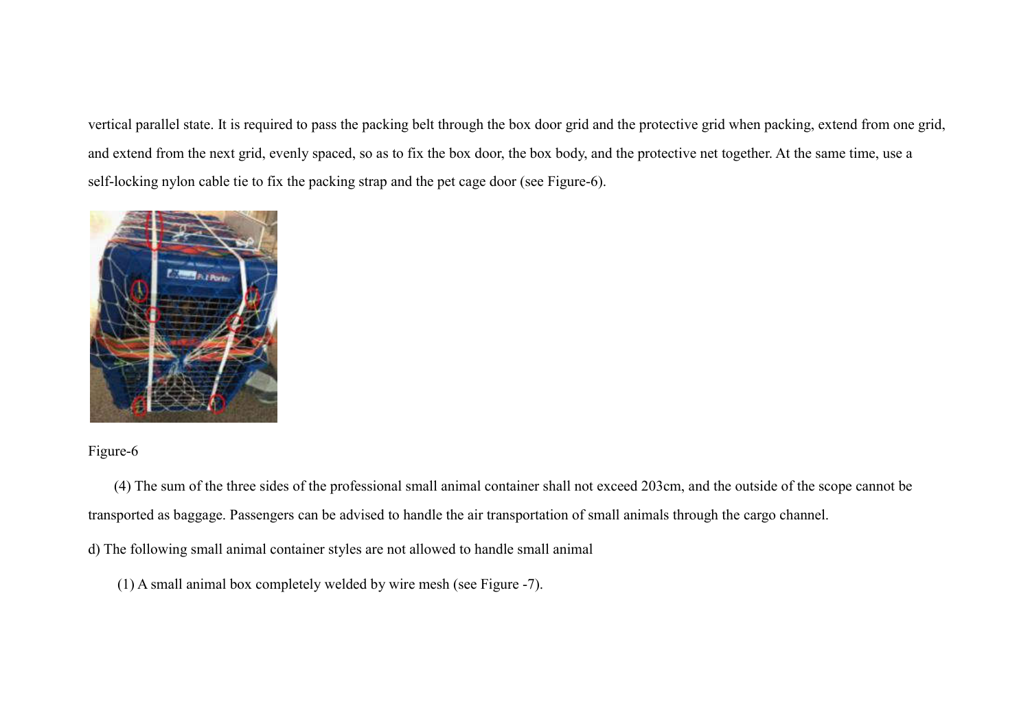vertical parallel state. It is required to pass the packing belt through the box door grid and the protective grid when packing, extend from one grid, and extend from the next grid, evenly spaced, so as to fix the box door, the box body, and the protective net together. At the same time, use a self-locking nylon cable tie to fix the packing strap and the pet cage door (see Figure-6).

Figure-6

(4) The sum of the three sides of the professional small animal container shall not exceed 203cm, and the outside of the scope cannot be transported as baggage. Passengers can be advised to handle the air transportation of small animals through the cargo channel.

d) The following small animal container styles are not allowed to handle small animal

(1) A small animal box completely welded by wire mesh (see Figure -7).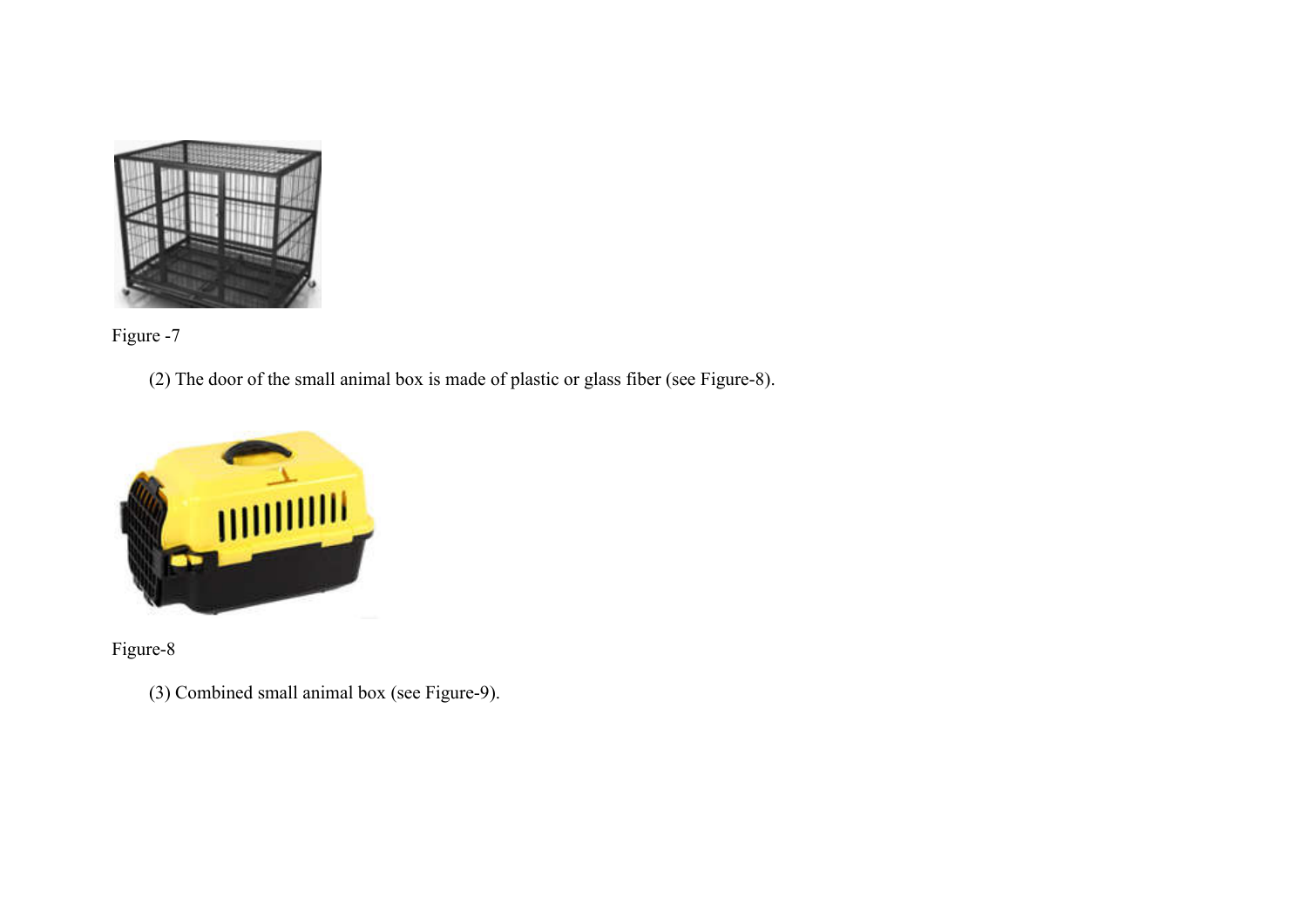Figure -7

(2) The door of the small animal box is made of plastic or glass fiber (see Figure-8).

Figure-8

(3) Combined small animal box (see Figure-9).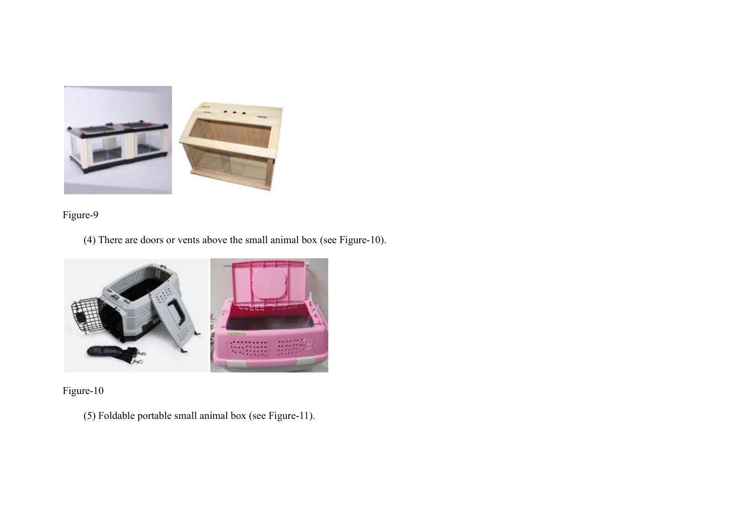Figure-9

(4) There are doors or vents above the small animal box (see Figure-10).

Figure-10

(5) Foldable portable small animal box (see Figure-11).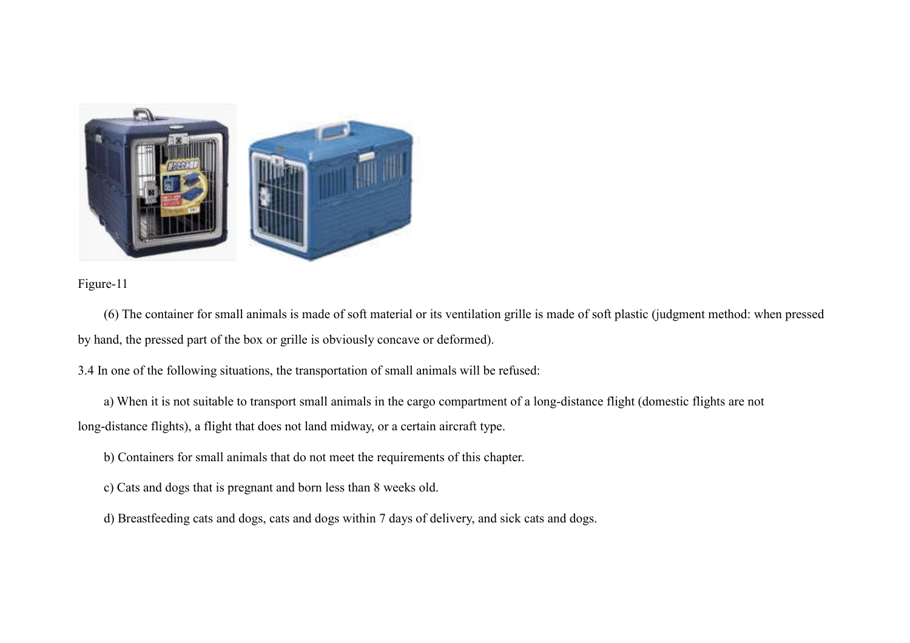Figure-11

(6) The container for small animals is made of soft material or its ventilation grille is made of soft plastic (judgment method: when pressed by hand, the pressed part of the box or grille is obviously concave or deformed).

3.4 In one of the following situations, the transportation of small animals will be refused:

a) When it is not suitable to transport small animals in the cargo compartment of a long-distance flight (domestic flights are not long-distance flights), a flight that does not land midway, or a certain aircraft type.

b) Containers for small animals that do not meet the requirements of this chapter.

c) Cats and dogs that is pregnant and born less than 8 weeks old.

d) Breastfeeding cats and dogs, cats and dogs within 7 days of delivery, and sick cats and dogs.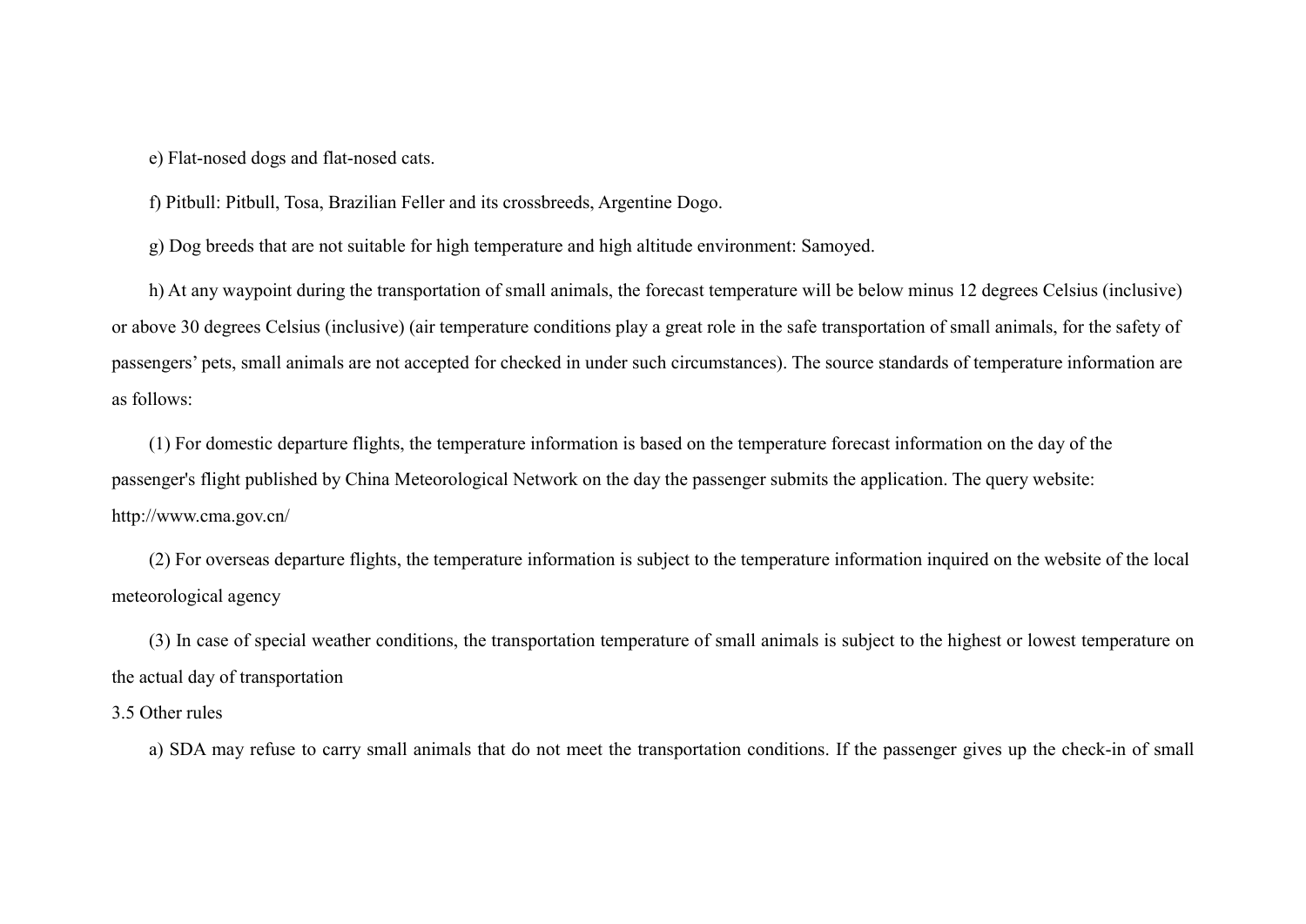e) Flat-nosed dogs and flat-nosed cats.

f) Pitbull: Pitbull, Tosa, Brazilian Feller and its crossbreeds, Argentine Dogo.

g) Dog breeds that are not suitable for high temperature and high altitude environment: Samoyed.

h) At any waypoint during the transportation of small animals, the forecast temperature will be below minus 12 degrees Celsius (inclusive) or above 30 degrees Celsius (inclusive) (air temperature conditions play a great role in the safe transportation of small animals, for the safety of passengers' pets, small animals are not accepted for checked in under such circumstances). The source standards of temperature information are as follows:

(1) For domestic departure flights, the temperature information is based on the temperature forecast information on the day of the passenger's flight published by China Meteorological Network on the day the passenger submits the application. The query website: http://www.cma.gov.cn/

(2) For overseas departure flights, the temperature information is subject to the temperature information inquired on the website of the local meteorological agency

(3) In case of special weather conditions, the transportation temperature of small animals is subject to the highest or lowest temperature on the actual day of transportation

3.5 Other rules

a) SDA may refuse to carry small animals that do not meet the transportation conditions. If the passenger gives up the check-in of small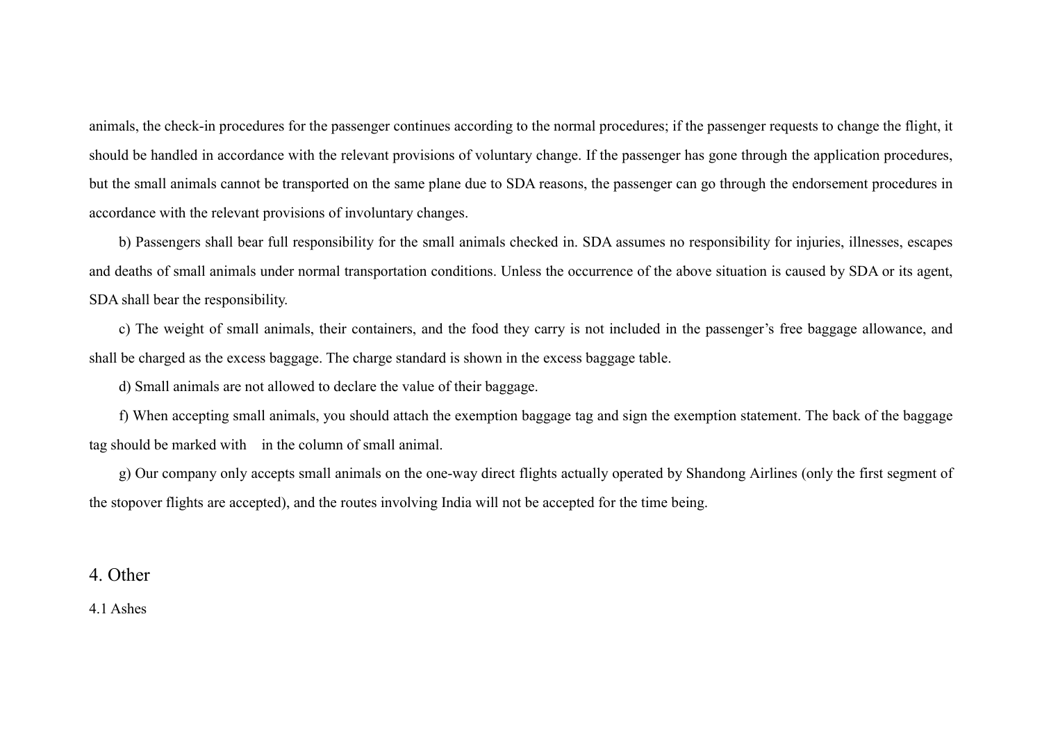animals, the check-in procedures for the passenger continues according to the normal procedures; if the passenger requests to change the flight, it should be handled in accordance with the relevant provisions of voluntary change. If the passenger has gone through the application procedures, but the small animals cannot be transported on the same plane due to SDA reasons, the passenger can go through the endorsement procedures in accordance with the relevant provisions of involuntary changes.

b) Passengers shall bear full responsibility for the small animals checked in. SDA assumes no responsibility for injuries, illnesses, escapes and deaths of small animals under normal transportation conditions. Unless the occurrence of the above situation is caused by SDA or its agent, SDA shall bear the responsibility.

c) The weight of small animals, their containers, and the food they carry is not included in the passenger's free baggage allowance, and shall be charged as the excess baggage. The charge standard is shown in the excess baggage table.

d) Small animals are not allowed to declare the value of their baggage.

f) When accepting small animals, you should attach the exemption baggage tag and sign the exemption statement. The back of the baggage tag should be marked with in the column of small animal.

g) Our company only accepts small animals on the one-way direct flights actually operated by Shandong Airlines (only the first segment of the stopover flights are accepted), and the routes involving India will not be accepted for the time being.

## 4. Other

### 4.1 Ashes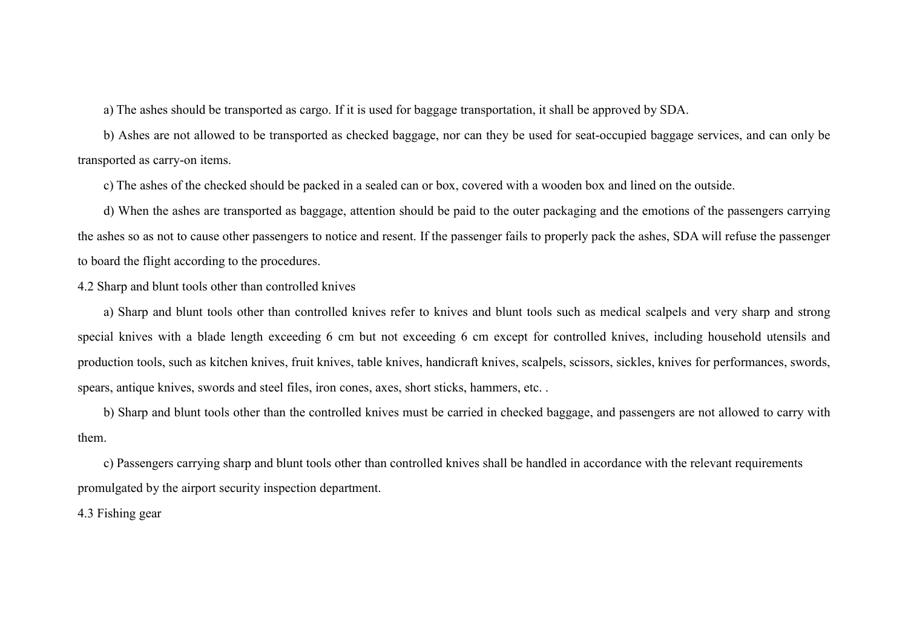a) The ashes should be transported as cargo. If it is used for baggage transportation, it shall be approved by SDA.

b) Ashes are not allowed to be transported as checked baggage, nor can they be used for seat-occupied baggage services, and can only be transported as carry-on items.

c) The ashes of the checked should be packed in a sealed can or box, covered with a wooden box and lined on the outside.

d) When the ashes are transported as baggage, attention should be paid to the outer packaging and the emotions of the passengers carrying the ashes so as not to cause other passengers to notice and resent. If the passenger fails to properly pack the ashes, SDA will refuse the passenger to board the flight according to the procedures.

4.2 Sharp and blunt tools other than controlled knives

a) Sharp and blunt tools other than controlled knives refer to knives and blunt tools such as medical scalpels and very sharp and strong special knives with a blade length exceeding 6 cm but not exceeding 6 cm except for controlled knives, including household utensils and production tools, such as kitchen knives, fruit knives, table knives, handicraft knives, scalpels, scissors, sickles, knives for performances, swords, spears, antique knives, swords and steel files, iron cones, axes, short sticks, hammers, etc. .

b) Sharp and blunt tools other than the controlled knives must be carried in checked baggage, and passengers are not allowed to carry with them.

c) Passengers carrying sharp and blunt tools other than controlled knives shall be handled in accordance with the relevant requirements promulgated by the airport security inspection department.

4.3 Fishing gear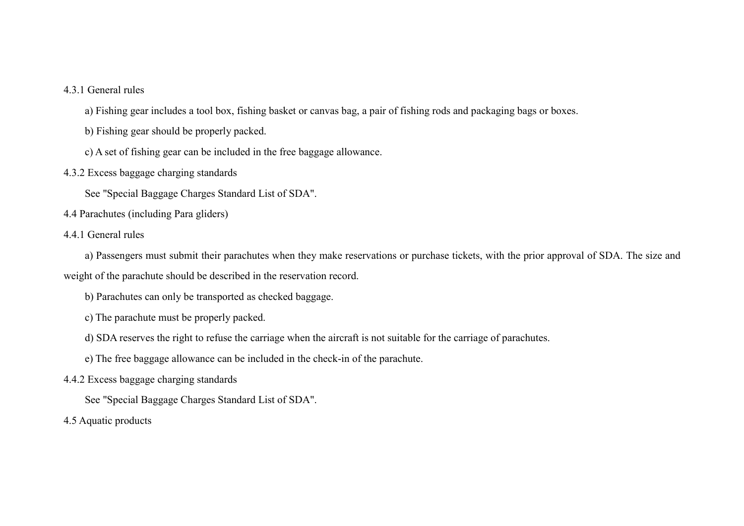#### 4.3.1 General rules

a) Fishing gear includes a tool box, fishing basket or canvas bag, a pair of fishing rods and packaging bags or boxes.

b) Fishing gear should be properly packed.

c) A set of fishing gear can be included in the free baggage allowance.

#### 4.3.2 Excess baggage charging standards

See "Special Baggage Charges Standard List of SDA".

### 4.4 Parachutes (including Para gliders)

#### 4.4.1 General rules

a) Passengers must submit their parachutes when they make reservations or purchase tickets, with the prior approval of SDA. The size and weight of the parachute should be described in the reservation record.

b) Parachutes can only be transported as checked baggage.

c) The parachute must be properly packed.

d) SDA reserves the right to refuse the carriage when the aircraft is not suitable for the carriage of parachutes.

e) The free baggage allowance can be included in the check-in of the parachute.

#### 4.4.2 Excess baggage charging standards

See "Special Baggage Charges Standard List of SDA".

### 4.5 Aquatic products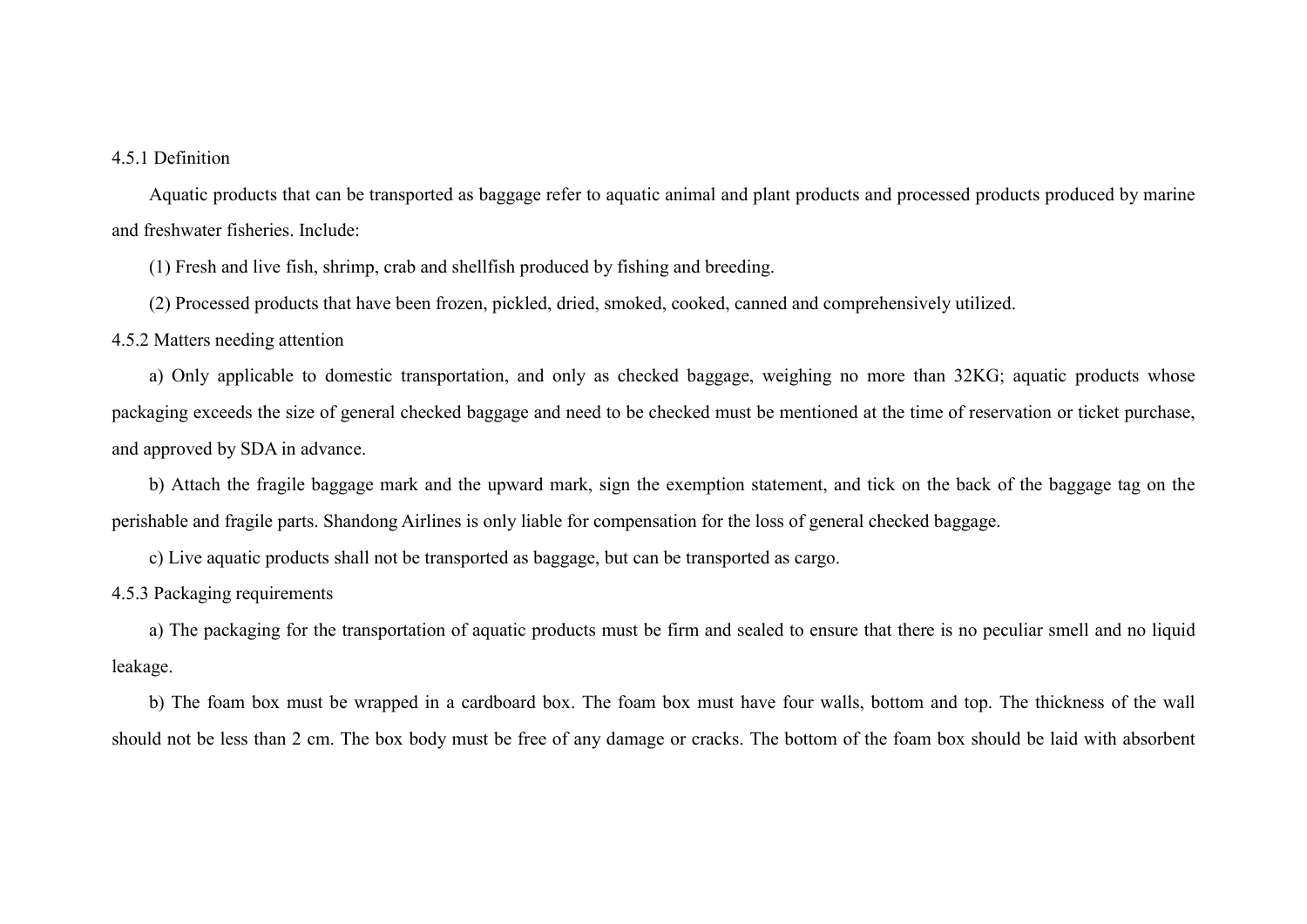#### 4.5.1 Definition

Aquatic products that can be transported as baggage refer to aquatic animal and plant products and processed products produced by marine and freshwater fisheries. Include:

(1) Fresh and live fish, shrimp, crab and shellfish produced by fishing and breeding.

(2) Processed products that have been frozen, pickled, dried, smoked, cooked, canned and comprehensively utilized.

#### 4.5.2 Matters needing attention

a) Only applicable to domestic transportation, and only as checked baggage, weighing no more than 32KG; aquatic products whose packaging exceeds the size of general checked baggage and need to be checked must be mentioned at the time of reservation or ticket purchase, and approved by SDA in advance.

b) Attach the fragile baggage mark and the upward mark, sign the exemption statement, and tick on the back of the baggage tag on the perishable and fragile parts. Shandong Airlines is only liable for compensation for the loss of general checked baggage.

c) Live aquatic products shall not be transported as baggage, but can be transported as cargo.

#### 4.5.3 Packaging requirements

a) The packaging for the transportation of aquatic products must be firm and sealed to ensure that there is no peculiar smell and no liquid leakage.

b) The foam box must be wrapped in a cardboard box. The foam box must have four walls, bottom and top. The thickness of the wall should not be less than 2 cm. The box body must be free of any damage or cracks. The bottom of the foam box should be laid with absorbent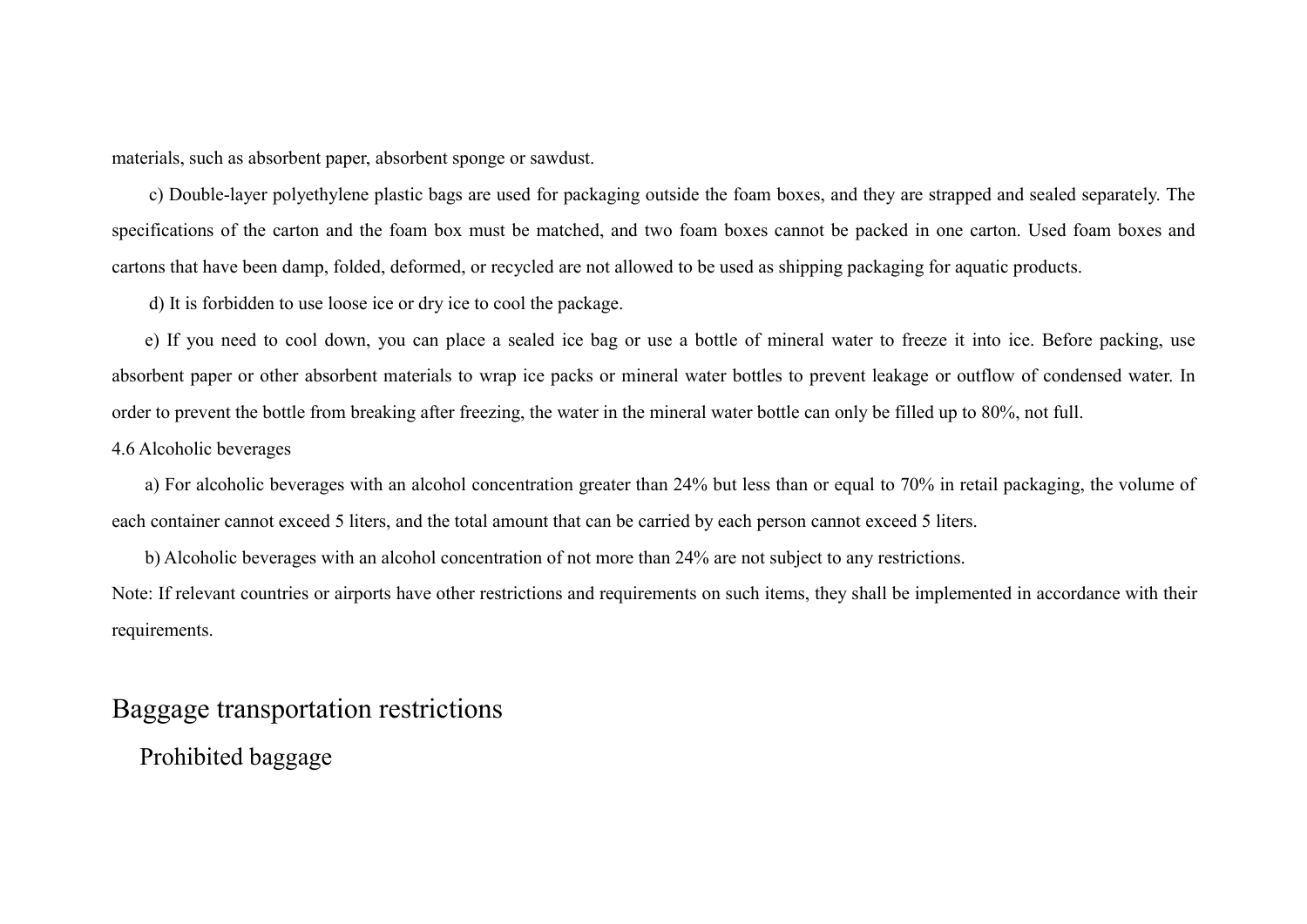materials, such as absorbent paper, absorbent sponge or sawdust.

c) Double-layer polyethylene plastic bags are used for packaging outside the foam boxes, and they are strapped and sealed separately. The specifications of the carton and the foam box must be matched, and two foam boxes cannot be packed in one carton. Used foam boxes and cartons that have been damp, folded, deformed, or recycled are not allowed to be used as shipping packaging for aquatic products.

d) It is forbidden to use loose ice or dry ice to cool the package.

e) If you need to cool down, you can place a sealed ice bag or use a bottle of mineral water to freeze it into ice. Before packing, use absorbent paper or other absorbent materials to wrap ice packs or mineral water bottles to prevent leakage or outflow of condensed water. In order to prevent the bottle from breaking after freezing, the water in the mineral water bottle can only be filled up to 80%, not full.

4.6 Alcoholic beverages

a) For alcoholic beverages with an alcohol concentration greater than 24% but less than or equal to 70% in retail packaging, the volume of each container cannot exceed 5 liters, and the total amount that can be carried by each person cannot exceed 5 liters.

b) Alcoholic beverages with an alcohol concentration of not more than 24% are not subject to any restrictions.

Note: If relevant countries or airports have other restrictions and requirements on such items, they shall be implemented in accordance with their requirements.

# Baggage transportation restrictions

## Prohibited baggage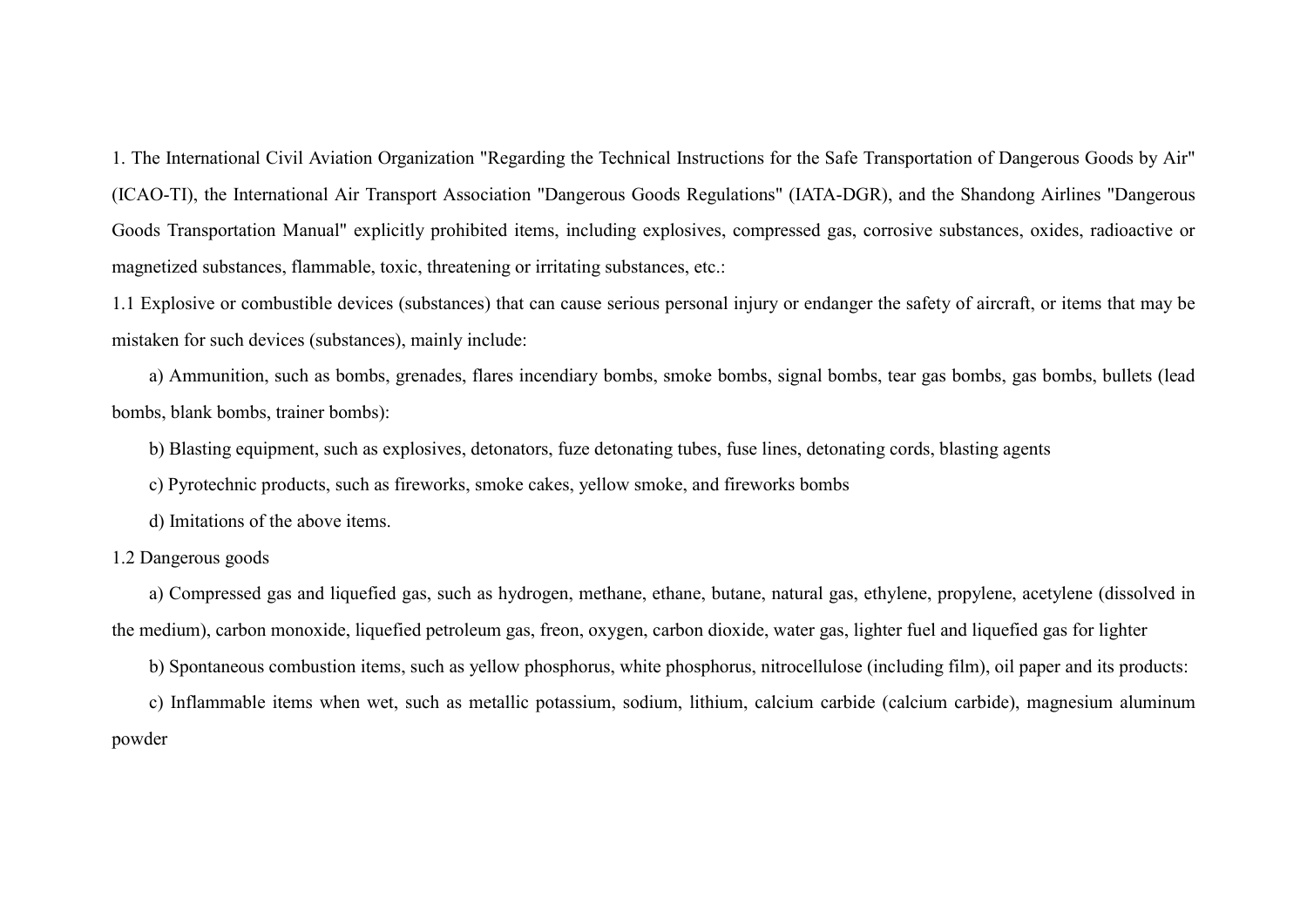1. The International Civil Aviation Organization "Regarding the Technical Instructions for the Safe Transportation of Dangerous Goods by Air" (ICAO-TI), the International Air Transport Association "Dangerous Goods Regulations" (IATA-DGR), and the Shandong Airlines "Dangerous Goods Transportation Manual" explicitly prohibited items, including explosives, compressed gas, corrosive substances, oxides, radioactive or magnetized substances, flammable, toxic, threatening or irritating substances, etc.:

1.1 Explosive or combustible devices (substances) that can cause serious personal injury or endanger the safety of aircraft, or items that may be mistaken for such devices (substances), mainly include:

a) Ammunition, such as bombs, grenades, flares incendiary bombs, smoke bombs, signal bombs, tear gas bombs, gas bombs, bullets (lead bombs, blank bombs, trainer bombs):

b) Blasting equipment, such as explosives, detonators, fuze detonating tubes, fuse lines, detonating cords, blasting agents

c) Pyrotechnic products, such as fireworks, smoke cakes, yellow smoke, and fireworks bombs

d) Imitations of the above items.

1.2 Dangerous goods

a) Compressed gas and liquefied gas, such as hydrogen, methane, ethane, butane, natural gas, ethylene, propylene, acetylene (dissolved in the medium), carbon monoxide, liquefied petroleum gas, freon, oxygen, carbon dioxide, water gas, lighter fuel and liquefied gas for lighter

b) Spontaneous combustion items, such as yellow phosphorus, white phosphorus, nitrocellulose (including film), oil paper and its products:

c) Inflammable items when wet, such as metallic potassium, sodium, lithium, calcium carbide (calcium carbide), magnesium aluminum powder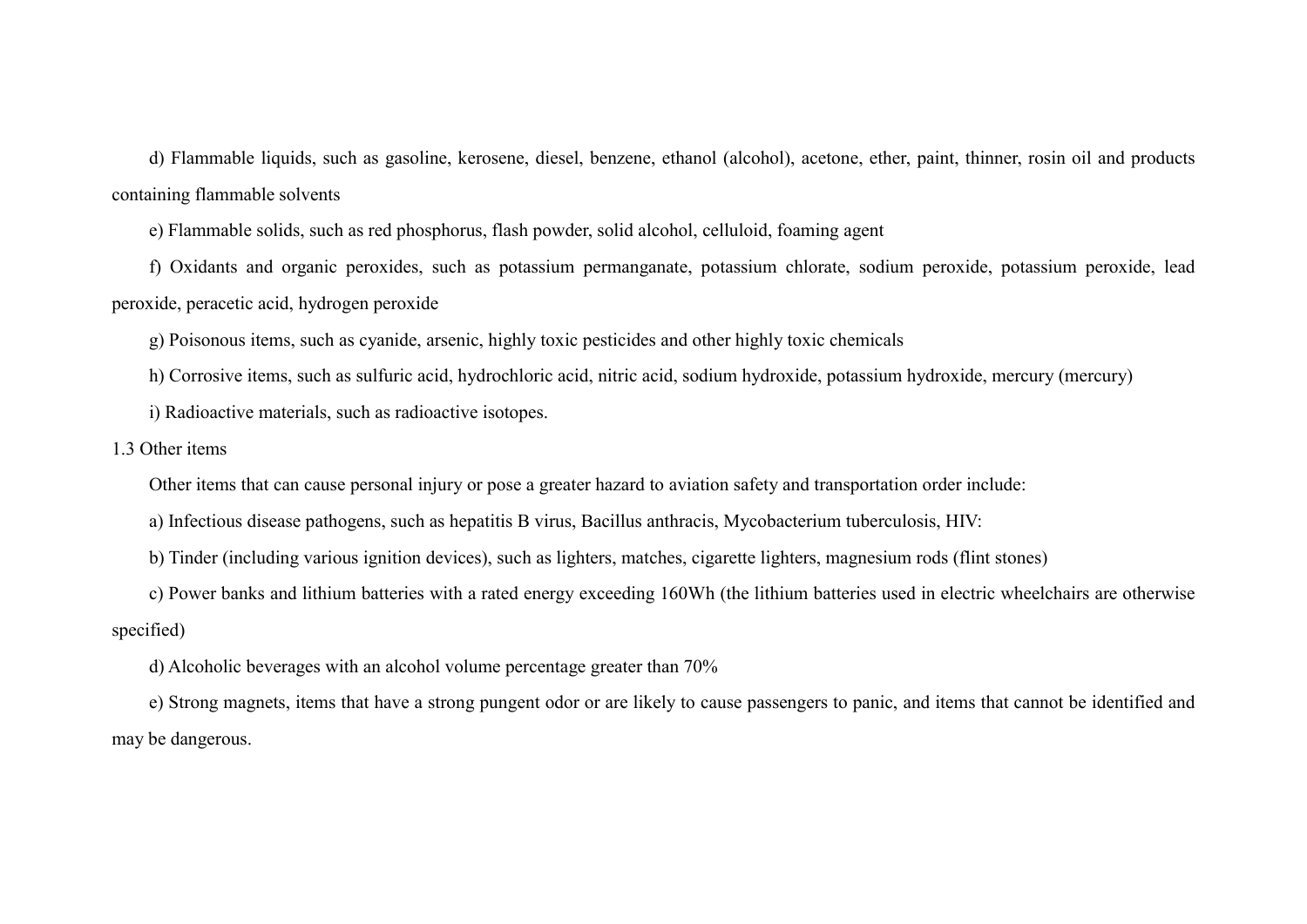d) Flammable liquids, such as gasoline, kerosene, diesel, benzene, ethanol (alcohol), acetone, ether, paint, thinner, rosin oil and products containing flammable solvents

e) Flammable solids, such as red phosphorus, flash powder, solid alcohol, celluloid, foaming agent

f) Oxidants and organic peroxides, such as potassium permanganate, potassium chlorate, sodium peroxide, potassium peroxide, lead peroxide, peracetic acid, hydrogen peroxide

g) Poisonous items, such as cyanide, arsenic, highly toxic pesticides and other highly toxic chemicals

h) Corrosive items, such as sulfuric acid, hydrochloric acid, nitric acid, sodium hydroxide, potassium hydroxide, mercury (mercury)

i) Radioactive materials, such as radioactive isotopes.

1.3 Other items

Other items that can cause personal injury or pose a greater hazard to aviation safety and transportation order include:

a) Infectious disease pathogens, such as hepatitis B virus, Bacillus anthracis, Mycobacterium tuberculosis, HIV:

b) Tinder (including various ignition devices), such as lighters, matches, cigarette lighters, magnesium rods (flint stones)

c) Power banks and lithium batteries with a rated energy exceeding 160Wh (the lithium batteries used in electric wheelchairs are otherwise specified)

d) Alcoholic beverages with an alcohol volume percentage greater than 70%

e) Strong magnets, items that have a strong pungent odor or are likely to cause passengers to panic, and items that cannot be identified and may be dangerous.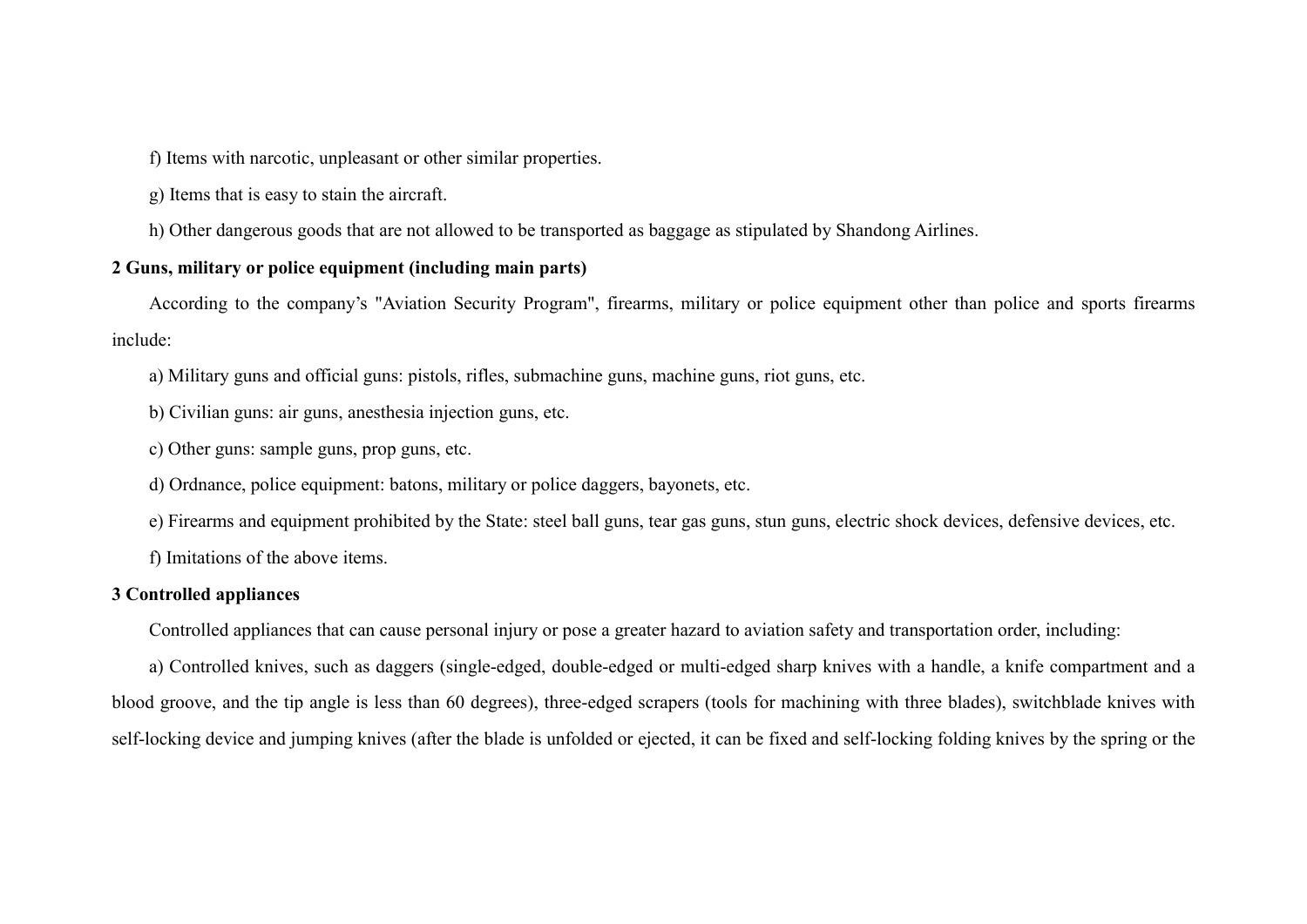f) Items with narcotic, unpleasant or other similar properties.

g) Items that is easy to stain the aircraft.

h) Other dangerous goods that are not allowed to be transported as baggage as stipulated by Shandong Airlines.

**2 Guns, military or police equipment (including main parts)**

According to the company's "Aviation Security Program", firearms, military or police equipment other than police and sports firearms include:

a) Military guns and official guns: pistols, rifles, submachine guns, machine guns, riot guns, etc.

b) Civilian guns: air guns, anesthesia injection guns, etc.

c) Other guns: sample guns, prop guns, etc.

d) Ordnance, police equipment: batons, military or police daggers, bayonets, etc.

e) Firearms and equipment prohibited by the State: steel ball guns, tear gas guns, stun guns, electric shock devices, defensive devices, etc.

f) Imitations of the above items.

**3 Controlled appliances**

Controlled appliances that can cause personal injury or pose a greater hazard to aviation safety and transportation order, including:

a) Controlled knives, such as daggers (single-edged, double-edged or multi-edged sharp knives with a handle, a knife compartment and a blood groove, and the tip angle is less than 60 degrees), three-edged scrapers (tools for machining with three blades), switchblade knives with self-locking device and jumping knives (after the blade is unfolded or ejected, it can be fixed and self-locking folding knives by the spring or the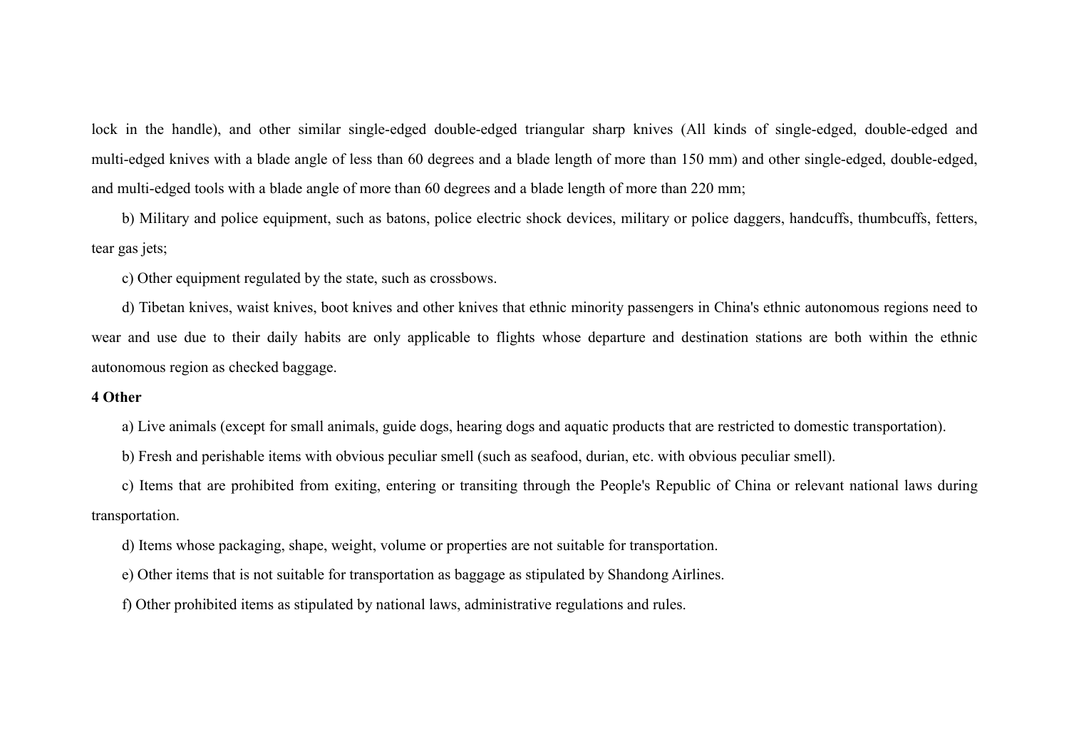lock in the handle), and other similar single-edged double-edged triangular sharp knives (All kinds of single-edged, double-edged and multi-edged knives with a blade angle of less than 60 degrees and a blade length of more than 150 mm) and other single-edged, double-edged, and multi-edged tools with a blade angle of more than 60 degrees and a blade length of more than 220 mm;

b) Military and police equipment, such as batons, police electric shock devices, military or police daggers, handcuffs, thumbcuffs, fetters, tear gas jets;

c) Other equipment regulated by the state, such as crossbows.

d) Tibetan knives, waist knives, boot knives and other knives that ethnic minority passengers in China's ethnic autonomous regions need to wear and use due to their daily habits are only applicable to flights whose departure and destination stations are both within the ethnic autonomous region as checked baggage.

**4 Other**

a) Live animals (except for small animals, guide dogs, hearing dogs and aquatic products that are restricted to domestic transportation).

b) Fresh and perishable items with obvious peculiar smell (such as seafood, durian, etc. with obvious peculiar smell).

c) Items that are prohibited from exiting, entering or transiting through the People's Republic of China or relevant national laws during transportation.

d) Items whose packaging, shape, weight, volume or properties are not suitable for transportation.

e) Other items that is not suitable for transportation as baggage as stipulated by Shandong Airlines.

f) Other prohibited items as stipulated by national laws, administrative regulations and rules.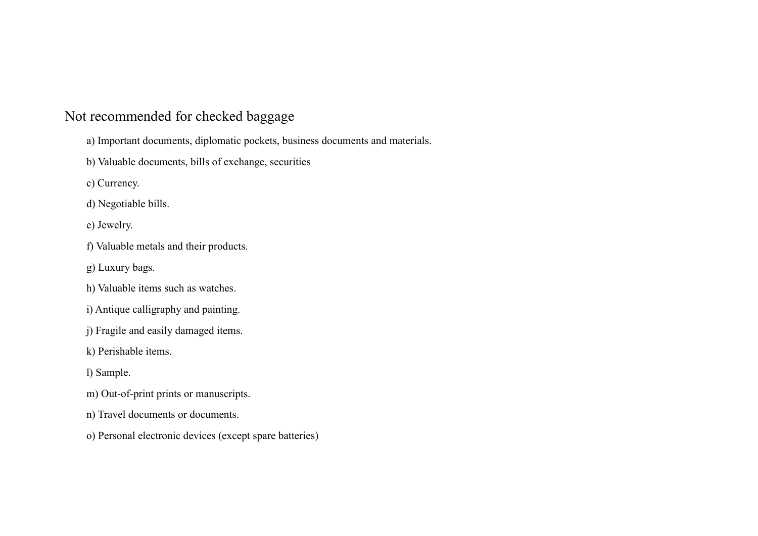## Not recommended for checked baggage

a) Important documents, diplomatic pockets, business documents and materials.

b) Valuable documents, bills of exchange, securities

c) Currency.

d) Negotiable bills.

e) Jewelry.

f) Valuable metals and their products.

g) Luxury bags.

h) Valuable items such as watches.

i) Antique calligraphy and painting.

j) Fragile and easily damaged items.

k) Perishable items.

l) Sample.

m) Out-of-print prints or manuscripts.

n) Travel documents or documents.

o) Personal electronic devices (except spare batteries)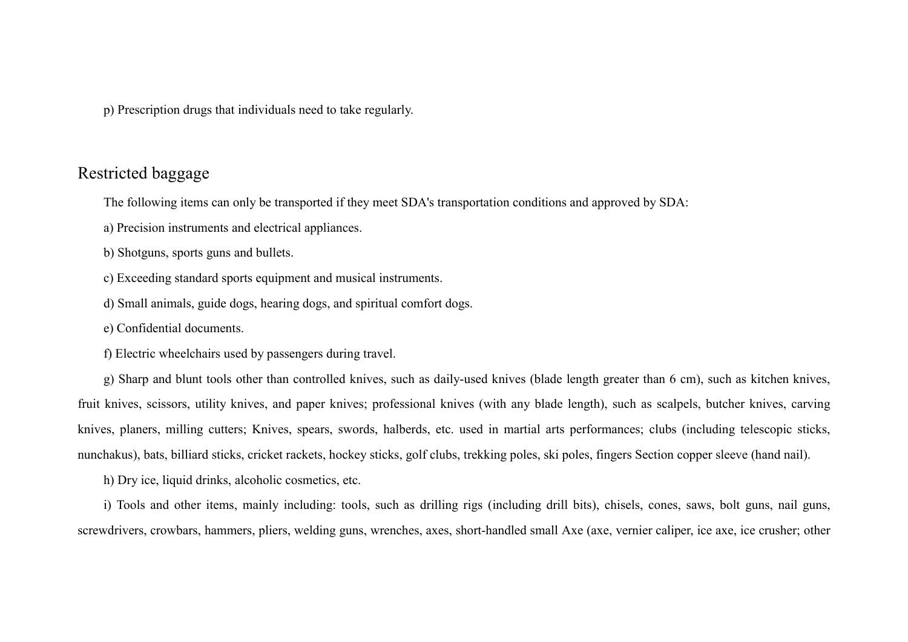p) Prescription drugs that individuals need to take regularly.

## Restricted baggage

The following items can only be transported if they meet SDA's transportation conditions and approved by SDA:

a) Precision instruments and electrical appliances.

b) Shotguns, sports guns and bullets.

c) Exceeding standard sports equipment and musical instruments.

d) Small animals, guide dogs, hearing dogs, and spiritual comfort dogs.

e) Confidential documents.

f) Electric wheelchairs used by passengers during travel.

g) Sharp and blunt tools other than controlled knives, such as daily-used knives (blade length greater than 6 cm), such as kitchen knives, fruit knives, scissors, utility knives, and paper knives; professional knives (with any blade length), such as scalpels, butcher knives, carving knives, planers, milling cutters; Knives, spears, swords, halberds, etc. used in martial arts performances; clubs (including telescopic sticks, nunchakus), bats, billiard sticks, cricket rackets, hockey sticks, golf clubs, trekking poles, ski poles, fingers Section copper sleeve (hand nail).

h) Dry ice, liquid drinks, alcoholic cosmetics, etc.

i) Tools and other items, mainly including: tools, such as drilling rigs (including drill bits), chisels, cones, saws, bolt guns, nail guns, screwdrivers, crowbars, hammers, pliers, welding guns, wrenches, axes, short-handled small Axe (axe, vernier caliper, ice axe, ice crusher; other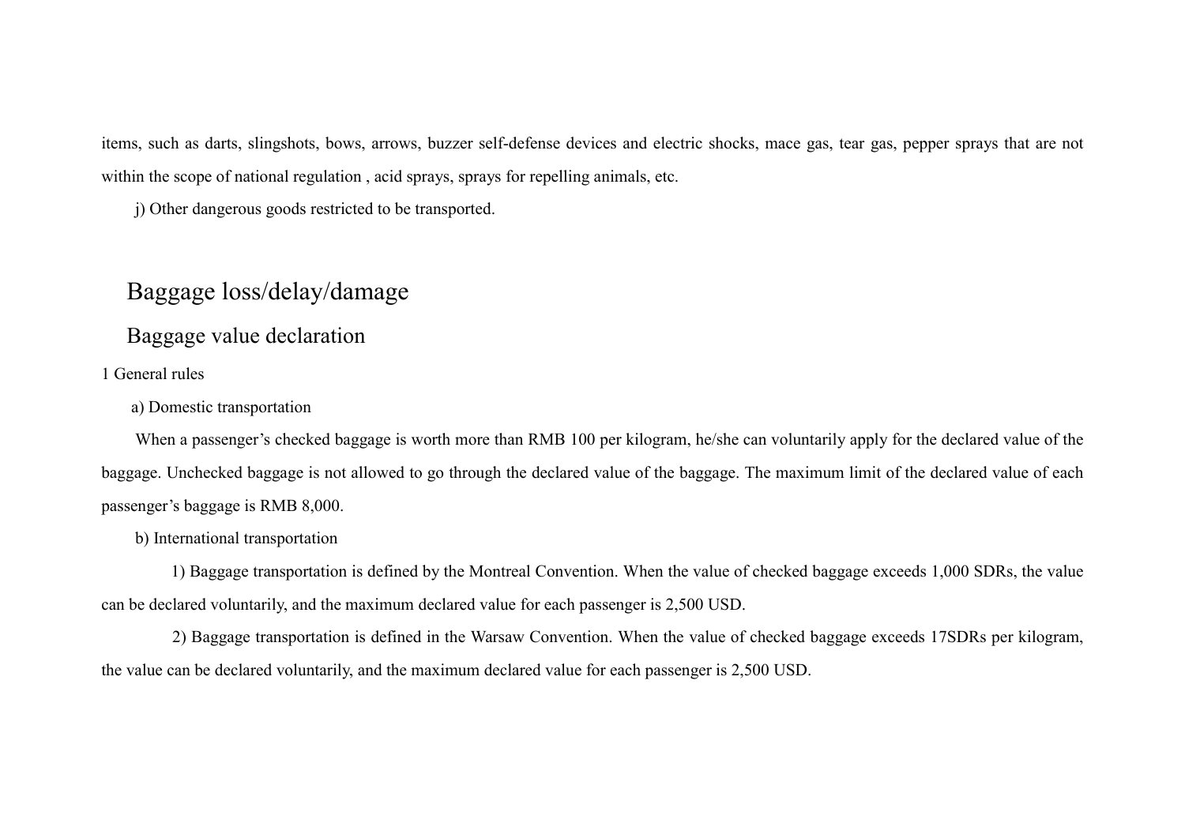items, such as darts, slingshots, bows, arrows, buzzer self-defense devices and electric shocks, mace gas, tear gas, pepper sprays that are not within the scope of national regulation , acid sprays, sprays for repelling animals, etc.

j) Other dangerous goods restricted to be transported.

## Baggage loss/delay/damage

### Baggage value declaration

1 General rules

a) Domestic transportation

When a passenger's checked baggage is worth more than RMB 100 per kilogram, he/she can voluntarily apply for the declared value of the baggage. Unchecked baggage is not allowed to go through the declared value of the baggage. The maximum limit of the declared value of each passenger's baggage is RMB 8,000.

b) International transportation

1) Baggage transportation is defined by the Montreal Convention. When the value of checked baggage exceeds 1,000 SDRs, the value can be declared voluntarily, and the maximum declared value for each passenger is 2,500 USD.

2) Baggage transportation is defined in the Warsaw Convention. When the value of checked baggage exceeds 17SDRs per kilogram, the value can be declared voluntarily, and the maximum declared value for each passenger is 2,500 USD.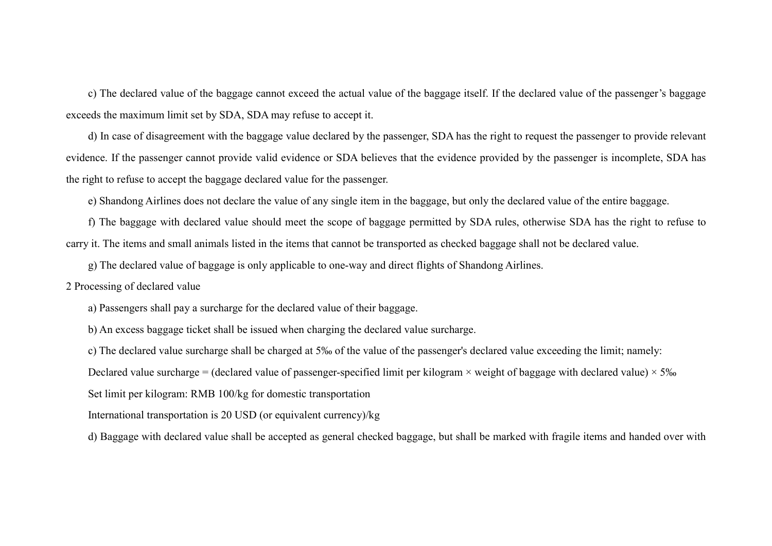c) The declared value of the baggage cannot exceed the actual value of the baggage itself. If the declared value of the passenger's baggage exceeds the maximum limit set by SDA, SDA may refuse to accept it.

d) In case of disagreement with the baggage value declared by the passenger, SDA has the right to request the passenger to provide relevant evidence. If the passenger cannot provide valid evidence or SDA believes that the evidence provided by the passenger is incomplete, SDA has the right to refuse to accept the baggage declared value for the passenger.

e) Shandong Airlines does not declare the value of any single item in the baggage, but only the declared value of the entire baggage.

f) The baggage with declared value should meet the scope of baggage permitted by SDA rules, otherwise SDA has the right to refuse to carry it. The items and small animals listed in the items that cannot be transported as checked baggage shall not be declared value.

g) The declared value of baggage is only applicable to one-way and direct flights of Shandong Airlines.

2 Processing of declared value

a) Passengers shall pay a surcharge for the declared value of their baggage.

b) An excess baggage ticket shall be issued when charging the declared value surcharge.

c) The declared value surcharge shall be charged at 5‰ of the value of the passenger's declared value exceeding the limit; namely:

Declared value surcharge = (declared value of passenger-specified limit per kilogram × weight of baggage with declared value) × 5‰

Set limit per kilogram: RMB 100/kg for domestic transportation

International transportation is 20 USD (or equivalent currency)/kg

d) Baggage with declared value shall be accepted as general checked baggage, but shall be marked with fragile items and handed over with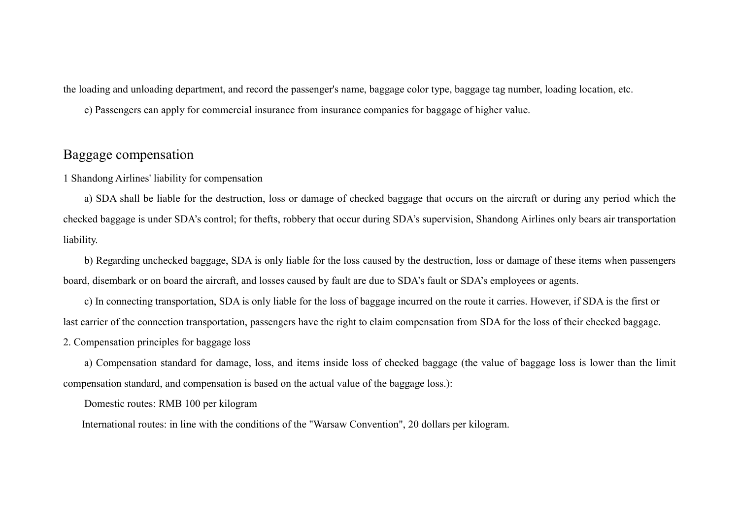the loading and unloading department, and record the passenger's name, baggage color type, baggage tag number, loading location, etc.

e) Passengers can apply for commercial insurance from insurance companies for baggage of higher value.

## Baggage compensation

1 Shandong Airlines' liability for compensation

a) SDA shall be liable for the destruction, loss or damage of checked baggage that occurs on the aircraft or during any period which the checked baggage is under SDA's control; for thefts, robbery that occur during SDA's supervision, Shandong Airlines only bears air transportation liability.

b) Regarding unchecked baggage, SDA is only liable for the loss caused by the destruction, loss or damage of these items when passengers board, disembark or on board the aircraft, and losses caused by fault are due to SDA's fault or SDA's employees or agents.

c) In connecting transportation, SDA is only liable for the loss of baggage incurred on the route it carries. However, if SDA is the first or last carrier of the connection transportation, passengers have the right to claim compensation from SDA for the loss of their checked baggage.

2. Compensation principles for baggage loss

a) Compensation standard for damage, loss, and items inside loss of checked baggage (the value of baggage loss is lower than the limit compensation standard, and compensation is based on the actual value of the baggage loss.):

Domestic routes: RMB 100 per kilogram

International routes: in line with the conditions of the "Warsaw Convention", 20 dollars per kilogram.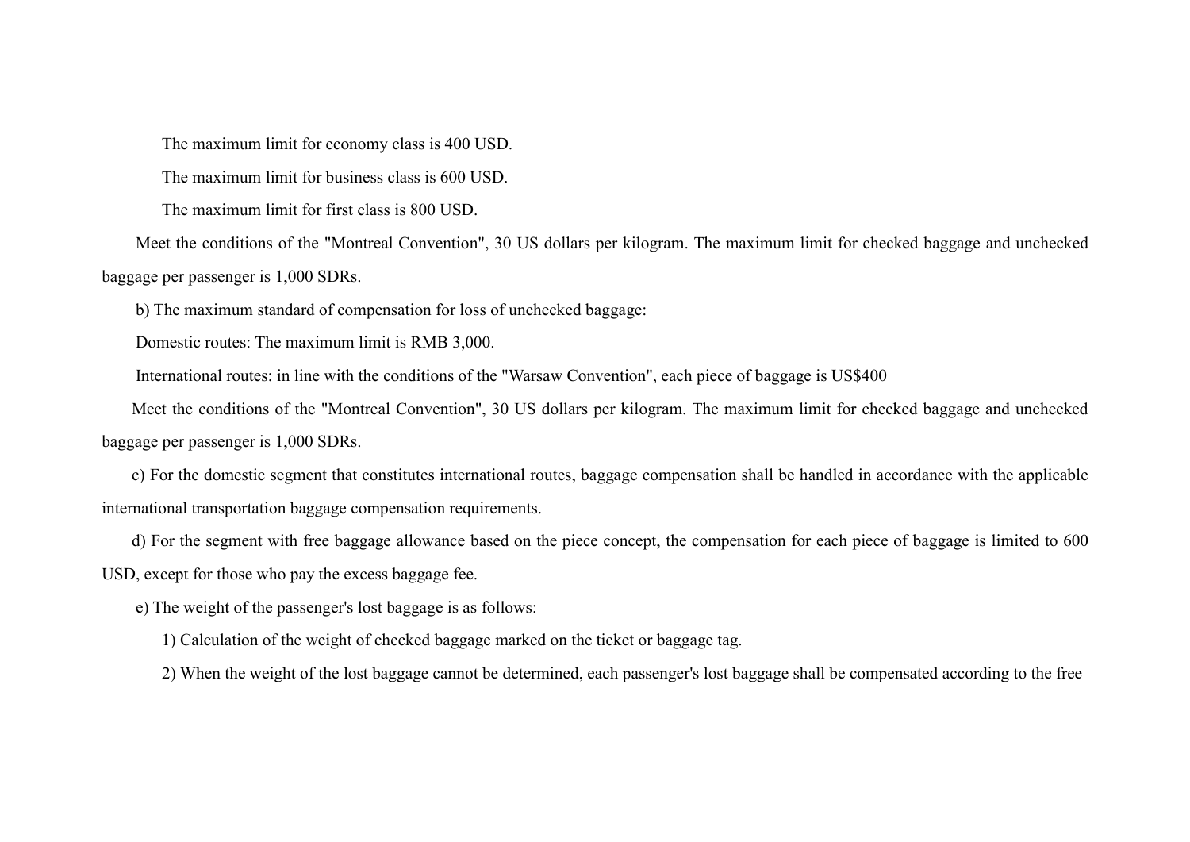The maximum limit for economy class is 400 USD.

The maximum limit for business class is 600 USD.

The maximum limit for first class is 800 USD.

Meet the conditions of the "Montreal Convention", 30 US dollars per kilogram. The maximum limit for checked baggage and unchecked baggage per passenger is 1,000 SDRs.

b) The maximum standard of compensation for loss of unchecked baggage:

Domestic routes: The maximum limit is RMB 3,000.

International routes: in line with the conditions of the "Warsaw Convention", each piece of baggage is US$400

Meet the conditions of the "Montreal Convention", 30 US dollars per kilogram. The maximum limit for checked baggage and unchecked baggage per passenger is 1,000 SDRs.

c) For the domestic segment that constitutes international routes, baggage compensation shall be handled in accordance with the applicable international transportation baggage compensation requirements.

d) For the segment with free baggage allowance based on the piece concept, the compensation for each piece of baggage is limited to 600 USD, except for those who pay the excess baggage fee.

e) The weight of the passenger's lost baggage is as follows:

1) Calculation of the weight of checked baggage marked on the ticket or baggage tag.

2) When the weight of the lost baggage cannot be determined, each passenger's lost baggage shall be compensated according to the free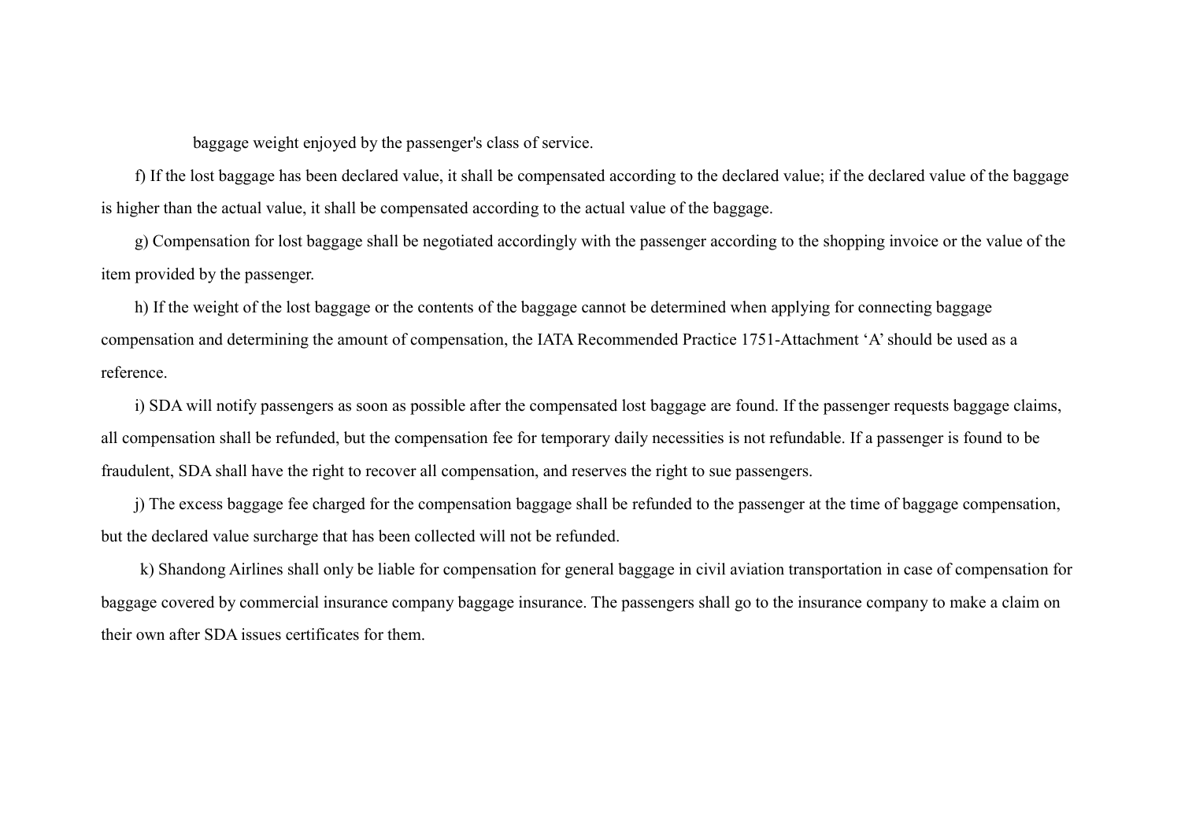baggage weight enjoyed by the passenger's class of service.

f) If the lost baggage has been declared value, it shall be compensated according to the declared value; if the declared value of the baggage is higher than the actual value, it shall be compensated according to the actual value of the baggage.

g) Compensation for lost baggage shall be negotiated accordingly with the passenger according to the shopping invoice or the value of the item provided by the passenger.

h) If the weight of the lost baggage or the contents of the baggage cannot be determined when applying for connecting baggage compensation and determining the amount of compensation, the IATA Recommended Practice 1751-Attachment 'A' should be used as a reference.

i) SDA will notify passengers as soon as possible after the compensated lost baggage are found. If the passenger requests baggage claims, all compensation shall be refunded, but the compensation fee for temporary daily necessities is not refundable. If a passenger is found to be fraudulent, SDA shall have the right to recover all compensation, and reserves the right to sue passengers.

j) The excess baggage fee charged for the compensation baggage shall be refunded to the passenger at the time of baggage compensation, but the declared value surcharge that has been collected will not be refunded.

k) Shandong Airlines shall only be liable for compensation for general baggage in civil aviation transportation in case of compensation for baggage covered by commercial insurance company baggage insurance. The passengers shall go to the insurance company to make a claim on their own after SDA issues certificates for them.